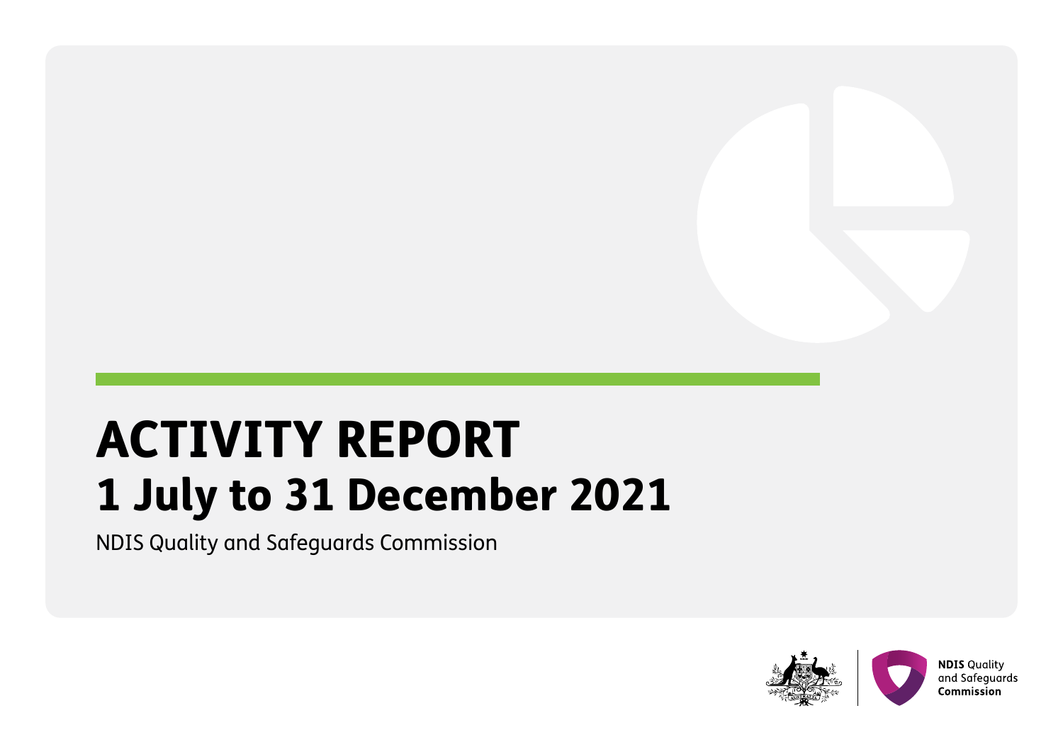# ACTIVITY REPORT
## 1 July to 31 December 2021

NDIS Quality and Safeguards Commission

**NDIS** Quality and Safeguards **Commission**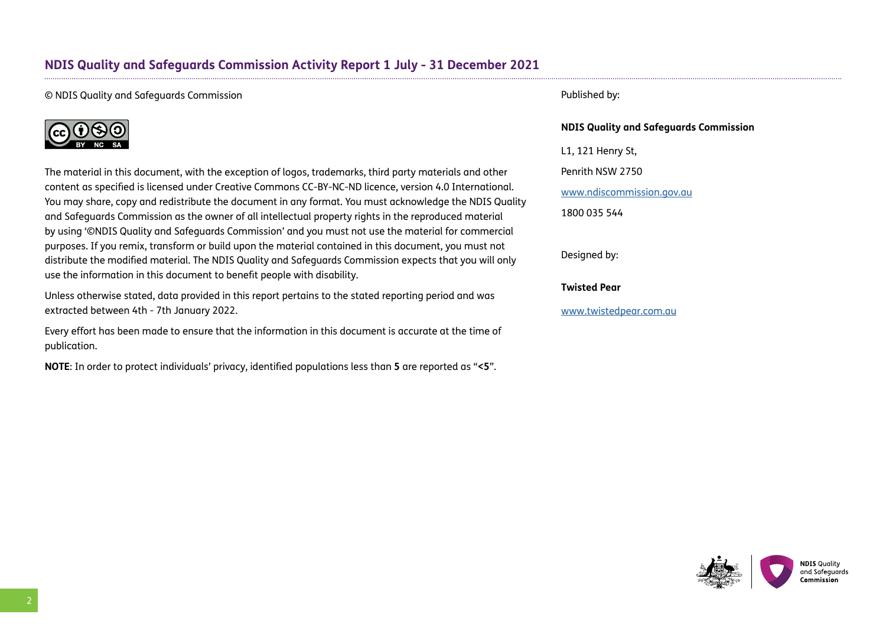© NDIS Quality and Safeguards Commission

The material in this document, with the exception of logos, trademarks, third party materials and other content as specified is licensed under Creative Commons CC-BY-NC-ND licence, version 4.0 International. You may share, copy and redistribute the document in any format. You must acknowledge the NDIS Quality and Safeguards Commission as the owner of all intellectual property rights in the reproduced material by using '©NDIS Quality and Safeguards Commission' and you must not use the material for commercial purposes. If you remix, transform or build upon the material contained in this document, you must not distribute the modified material. The NDIS Quality and Safeguards Commission expects that you will only use the information in this document to benefit people with disability.

Unless otherwise stated, data provided in this report pertains to the stated reporting period and was extracted between 4th - 7th January 2022.

Every effort has been made to ensure that the information in this document is accurate at the time of publication.

**NOTE**: In order to protect individuals' privacy, identified populations less than **5** are reported as "**<5**".

Published by:

**NDIS Quality and Safeguards Commission**

L1, 121 Henry St,

Penrith NSW 2750

www.ndiscommission.gov.au

1800 035 544

Designed by:

**Twisted Pear**

www.twistedpear.com.au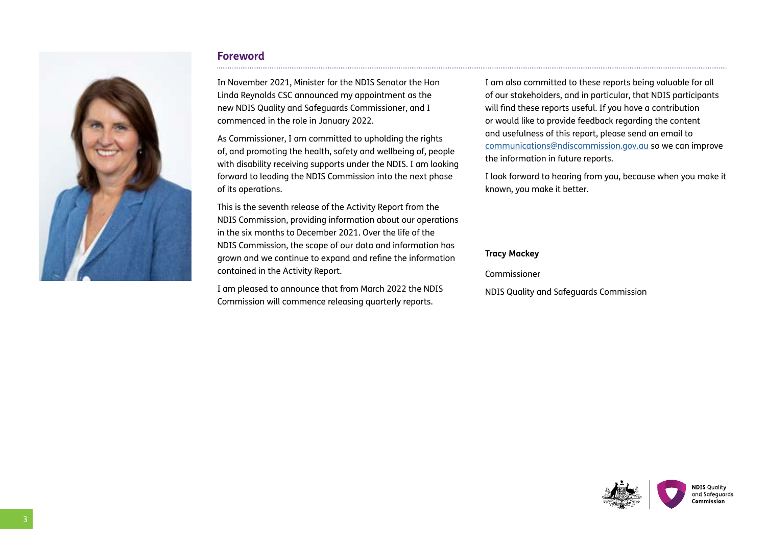## Foreword

In November 2021, Minister for the NDIS Senator the Hon Linda Reynolds CSC announced my appointment as the new NDIS Quality and Safeguards Commissioner, and I commenced in the role in January 2022.

As Commissioner, I am committed to upholding the rights of, and promoting the health, safety and wellbeing of, people with disability receiving supports under the NDIS. I am looking forward to leading the NDIS Commission into the next phase of its operations.

This is the seventh release of the Activity Report from the NDIS Commission, providing information about our operations in the six months to December 2021. Over the life of the NDIS Commission, the scope of our data and information has grown and we continue to expand and refine the information contained in the Activity Report.

I am pleased to announce that from March 2022 the NDIS Commission will commence releasing quarterly reports.

I am also committed to these reports being valuable for all of our stakeholders, and in particular, that NDIS participants will find these reports useful. If you have a contribution or would like to provide feedback regarding the content and usefulness of this report, please send an email to communications@ndiscommission.gov.au so we can improve the information in future reports.

I look forward to hearing from you, because when you make it known, you make it better.

**Tracy Mackey**

Commissioner

NDIS Quality and Safeguards Commission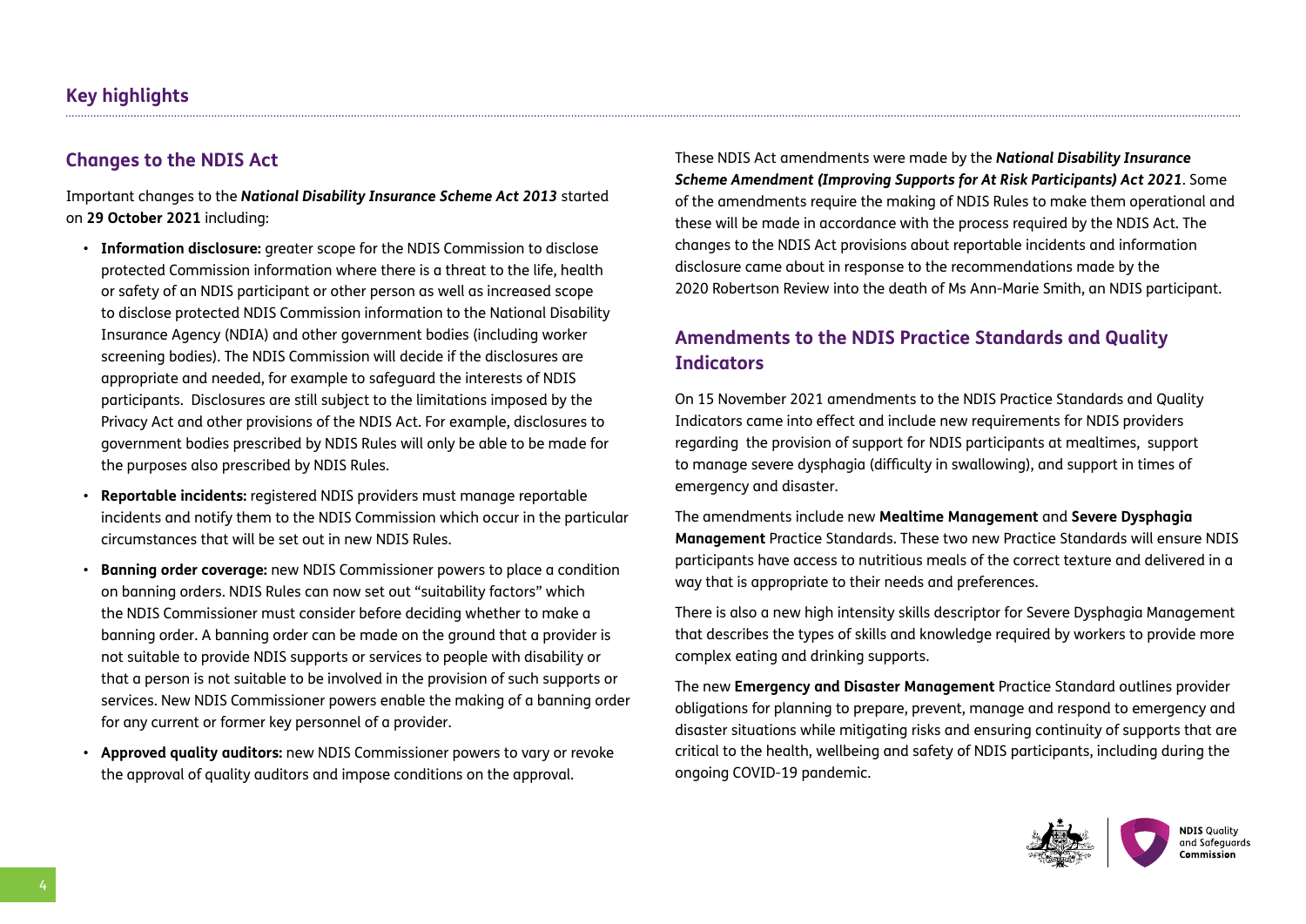## Key highlights

### Changes to the NDIS Act

Important changes to the ***National Disability Insurance Scheme Act 2013*** started on **29 October 2021** including:

- **Information disclosure:** greater scope for the NDIS Commission to disclose protected Commission information where there is a threat to the life, health or safety of an NDIS participant or other person as well as increased scope to disclose protected NDIS Commission information to the National Disability Insurance Agency (NDIA) and other government bodies (including worker screening bodies). The NDIS Commission will decide if the disclosures are appropriate and needed, for example to safeguard the interests of NDIS participants. Disclosures are still subject to the limitations imposed by the Privacy Act and other provisions of the NDIS Act. For example, disclosures to government bodies prescribed by NDIS Rules will only be able to be made for the purposes also prescribed by NDIS Rules.
- **Reportable incidents:** registered NDIS providers must manage reportable incidents and notify them to the NDIS Commission which occur in the particular circumstances that will be set out in new NDIS Rules.
- **Banning order coverage:** new NDIS Commissioner powers to place a condition on banning orders. NDIS Rules can now set out "suitability factors" which the NDIS Commissioner must consider before deciding whether to make a banning order. A banning order can be made on the ground that a provider is not suitable to provide NDIS supports or services to people with disability or that a person is not suitable to be involved in the provision of such supports or services. New NDIS Commissioner powers enable the making of a banning order for any current or former key personnel of a provider.
- **Approved quality auditors:** new NDIS Commissioner powers to vary or revoke the approval of quality auditors and impose conditions on the approval.

These NDIS Act amendments were made by the ***National Disability Insurance Scheme Amendment (Improving Supports for At Risk Participants) Act 2021***. Some of the amendments require the making of NDIS Rules to make them operational and these will be made in accordance with the process required by the NDIS Act. The changes to the NDIS Act provisions about reportable incidents and information disclosure came about in response to the recommendations made by the 2020 Robertson Review into the death of Ms Ann-Marie Smith, an NDIS participant.

### Amendments to the NDIS Practice Standards and Quality Indicators

On 15 November 2021 amendments to the NDIS Practice Standards and Quality Indicators came into effect and include new requirements for NDIS providers regarding the provision of support for NDIS participants at mealtimes, support to manage severe dysphagia (difficulty in swallowing), and support in times of emergency and disaster.

The amendments include new **Mealtime Management** and **Severe Dysphagia Management** Practice Standards. These two new Practice Standards will ensure NDIS participants have access to nutritious meals of the correct texture and delivered in a way that is appropriate to their needs and preferences.

There is also a new high intensity skills descriptor for Severe Dysphagia Management that describes the types of skills and knowledge required by workers to provide more complex eating and drinking supports.

The new **Emergency and Disaster Management** Practice Standard outlines provider obligations for planning to prepare, prevent, manage and respond to emergency and disaster situations while mitigating risks and ensuring continuity of supports that are critical to the health, wellbeing and safety of NDIS participants, including during the ongoing COVID-19 pandemic.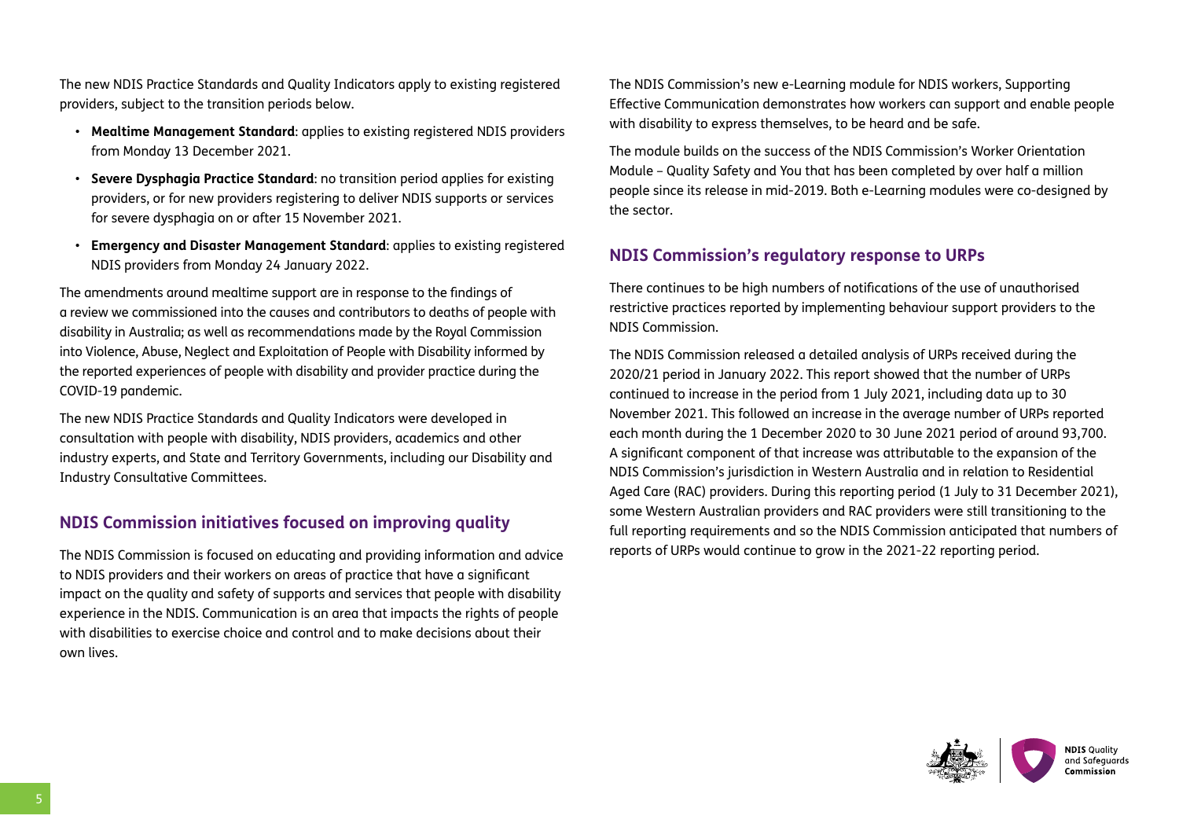The new NDIS Practice Standards and Quality Indicators apply to existing registered providers, subject to the transition periods below.

- **Mealtime Management Standard**: applies to existing registered NDIS providers from Monday 13 December 2021.
- **Severe Dysphagia Practice Standard**: no transition period applies for existing providers, or for new providers registering to deliver NDIS supports or services for severe dysphagia on or after 15 November 2021.
- **Emergency and Disaster Management Standard**: applies to existing registered NDIS providers from Monday 24 January 2022.

The amendments around mealtime support are in response to the findings of a review we commissioned into the causes and contributors to deaths of people with disability in Australia; as well as recommendations made by the Royal Commission into Violence, Abuse, Neglect and Exploitation of People with Disability informed by the reported experiences of people with disability and provider practice during the COVID-19 pandemic.

The new NDIS Practice Standards and Quality Indicators were developed in consultation with people with disability, NDIS providers, academics and other industry experts, and State and Territory Governments, including our Disability and Industry Consultative Committees.

## NDIS Commission initiatives focused on improving quality

The NDIS Commission is focused on educating and providing information and advice to NDIS providers and their workers on areas of practice that have a significant impact on the quality and safety of supports and services that people with disability experience in the NDIS. Communication is an area that impacts the rights of people with disabilities to exercise choice and control and to make decisions about their own lives.

The NDIS Commission's new e-Learning module for NDIS workers, Supporting Effective Communication demonstrates how workers can support and enable people with disability to express themselves, to be heard and be safe.

The module builds on the success of the NDIS Commission's Worker Orientation Module – Quality Safety and You that has been completed by over half a million people since its release in mid-2019. Both e-Learning modules were co-designed by the sector.

## NDIS Commission's regulatory response to URPs

There continues to be high numbers of notifications of the use of unauthorised restrictive practices reported by implementing behaviour support providers to the NDIS Commission.

The NDIS Commission released a detailed analysis of URPs received during the 2020/21 period in January 2022. This report showed that the number of URPs continued to increase in the period from 1 July 2021, including data up to 30 November 2021. This followed an increase in the average number of URPs reported each month during the 1 December 2020 to 30 June 2021 period of around 93,700. A significant component of that increase was attributable to the expansion of the NDIS Commission's jurisdiction in Western Australia and in relation to Residential Aged Care (RAC) providers. During this reporting period (1 July to 31 December 2021), some Western Australian providers and RAC providers were still transitioning to the full reporting requirements and so the NDIS Commission anticipated that numbers of reports of URPs would continue to grow in the 2021-22 reporting period.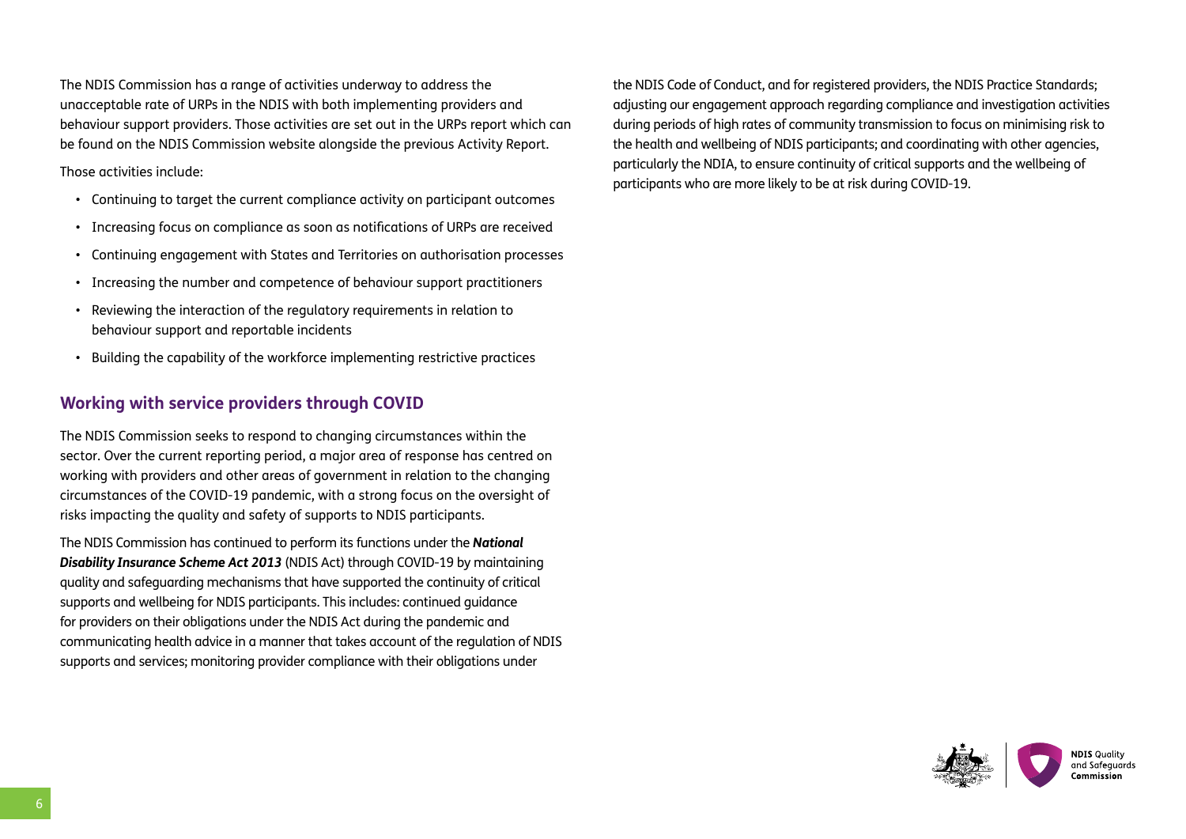The NDIS Commission has a range of activities underway to address the unacceptable rate of URPs in the NDIS with both implementing providers and behaviour support providers. Those activities are set out in the URPs report which can be found on the NDIS Commission website alongside the previous Activity Report.

Those activities include:

- Continuing to target the current compliance activity on participant outcomes
- Increasing focus on compliance as soon as notifications of URPs are received
- Continuing engagement with States and Territories on authorisation processes
- Increasing the number and competence of behaviour support practitioners
- Reviewing the interaction of the regulatory requirements in relation to behaviour support and reportable incidents
- Building the capability of the workforce implementing restrictive practices

## Working with service providers through COVID

The NDIS Commission seeks to respond to changing circumstances within the sector. Over the current reporting period, a major area of response has centred on working with providers and other areas of government in relation to the changing circumstances of the COVID-19 pandemic, with a strong focus on the oversight of risks impacting the quality and safety of supports to NDIS participants.

The NDIS Commission has continued to perform its functions under the ***National Disability Insurance Scheme Act 2013*** (NDIS Act) through COVID-19 by maintaining quality and safeguarding mechanisms that have supported the continuity of critical supports and wellbeing for NDIS participants. This includes: continued guidance for providers on their obligations under the NDIS Act during the pandemic and communicating health advice in a manner that takes account of the regulation of NDIS supports and services; monitoring provider compliance with their obligations under the NDIS Code of Conduct, and for registered providers, the NDIS Practice Standards; adjusting our engagement approach regarding compliance and investigation activities during periods of high rates of community transmission to focus on minimising risk to the health and wellbeing of NDIS participants; and coordinating with other agencies, particularly the NDIA, to ensure continuity of critical supports and the wellbeing of participants who are more likely to be at risk during COVID-19.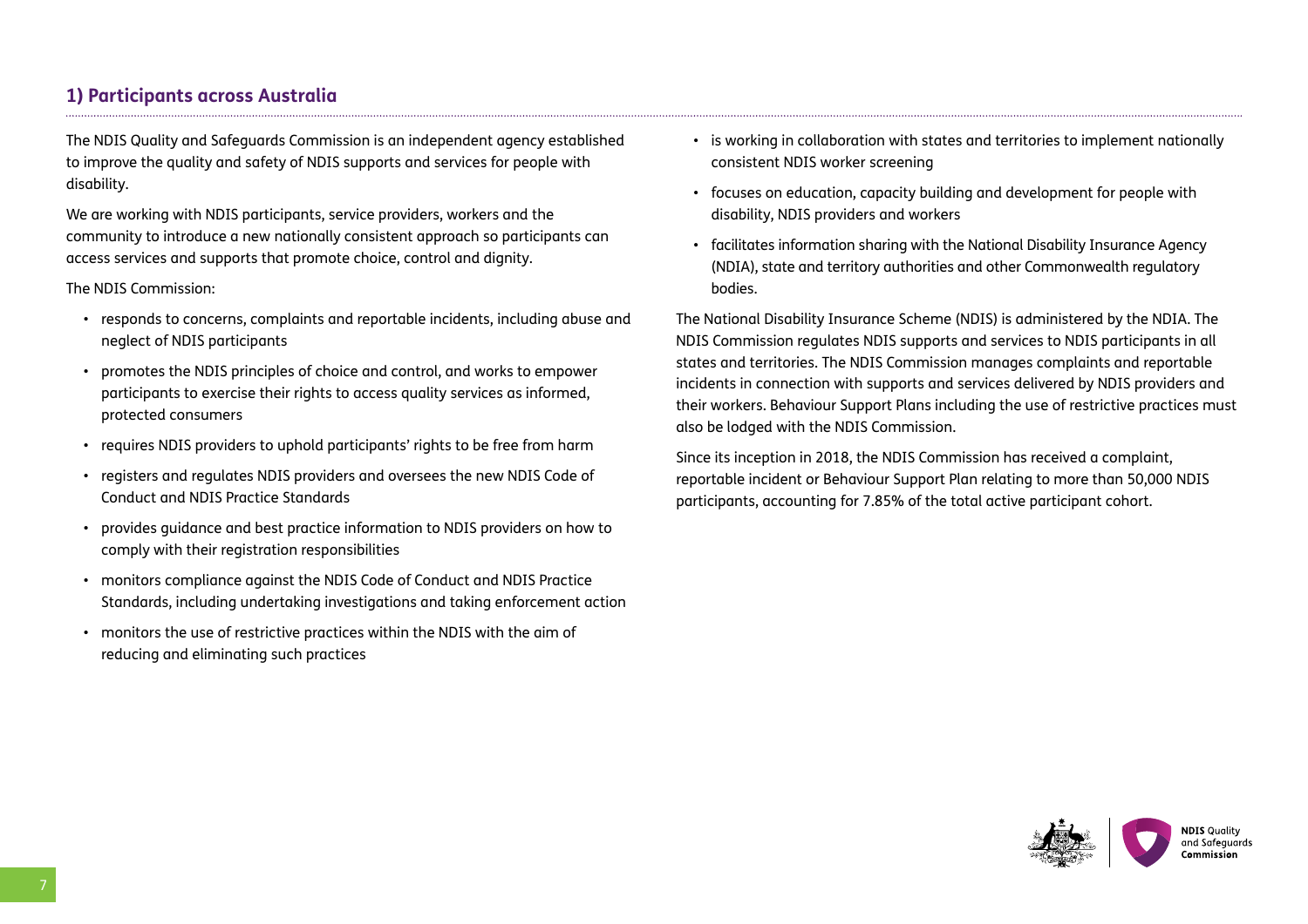## 1) Participants across Australia

The NDIS Quality and Safeguards Commission is an independent agency established to improve the quality and safety of NDIS supports and services for people with disability.

We are working with NDIS participants, service providers, workers and the community to introduce a new nationally consistent approach so participants can access services and supports that promote choice, control and dignity.

The NDIS Commission:

- responds to concerns, complaints and reportable incidents, including abuse and neglect of NDIS participants
- promotes the NDIS principles of choice and control, and works to empower participants to exercise their rights to access quality services as informed, protected consumers
- requires NDIS providers to uphold participants' rights to be free from harm
- registers and regulates NDIS providers and oversees the new NDIS Code of Conduct and NDIS Practice Standards
- provides guidance and best practice information to NDIS providers on how to comply with their registration responsibilities
- monitors compliance against the NDIS Code of Conduct and NDIS Practice Standards, including undertaking investigations and taking enforcement action
- monitors the use of restrictive practices within the NDIS with the aim of reducing and eliminating such practices
- is working in collaboration with states and territories to implement nationally consistent NDIS worker screening
- focuses on education, capacity building and development for people with disability, NDIS providers and workers
- facilitates information sharing with the National Disability Insurance Agency (NDIA), state and territory authorities and other Commonwealth regulatory bodies.

The National Disability Insurance Scheme (NDIS) is administered by the NDIA. The NDIS Commission regulates NDIS supports and services to NDIS participants in all states and territories. The NDIS Commission manages complaints and reportable incidents in connection with supports and services delivered by NDIS providers and their workers. Behaviour Support Plans including the use of restrictive practices must also be lodged with the NDIS Commission.

Since its inception in 2018, the NDIS Commission has received a complaint, reportable incident or Behaviour Support Plan relating to more than 50,000 NDIS participants, accounting for 7.85% of the total active participant cohort.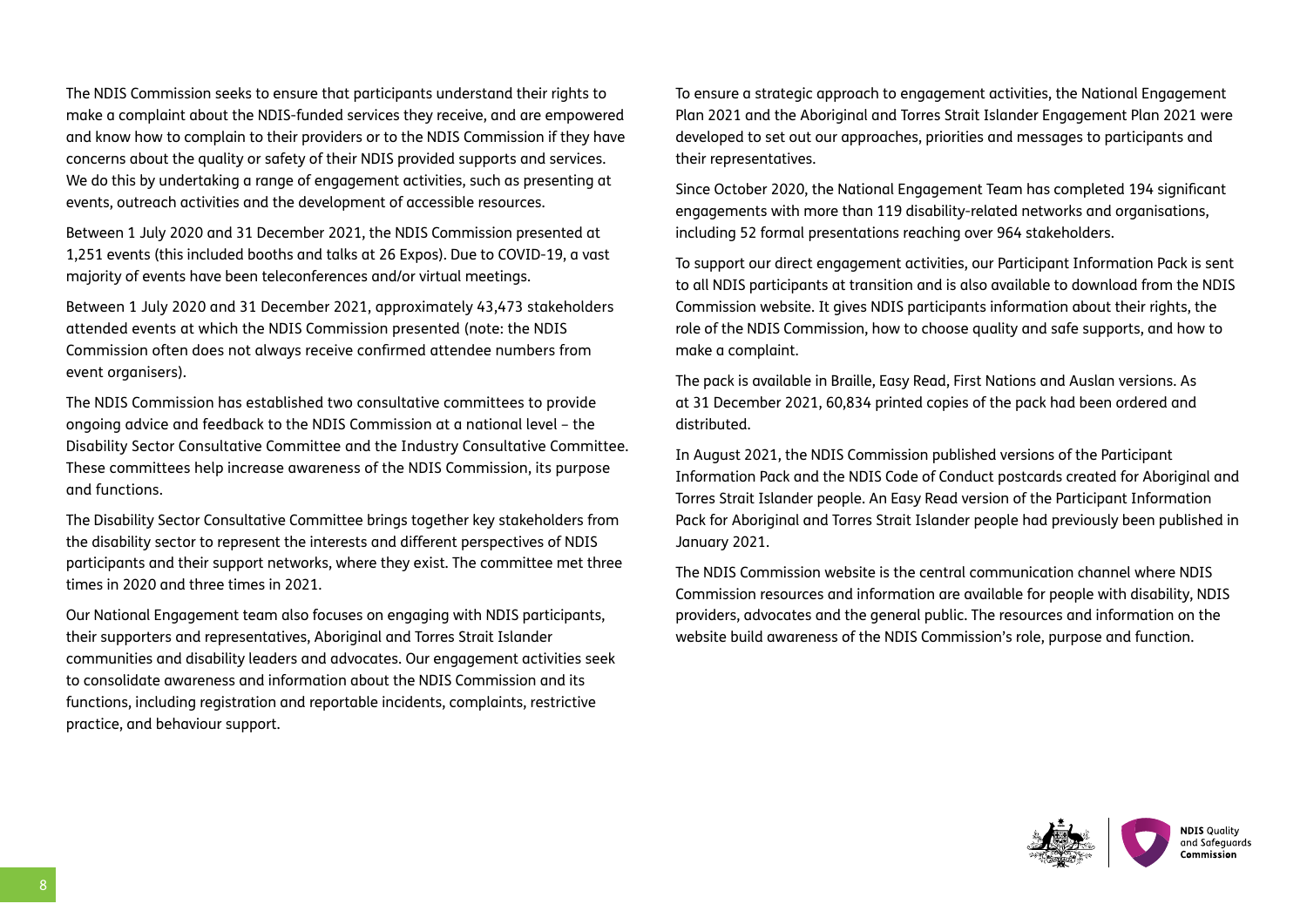The NDIS Commission seeks to ensure that participants understand their rights to make a complaint about the NDIS-funded services they receive, and are empowered and know how to complain to their providers or to the NDIS Commission if they have concerns about the quality or safety of their NDIS provided supports and services. We do this by undertaking a range of engagement activities, such as presenting at events, outreach activities and the development of accessible resources.

Between 1 July 2020 and 31 December 2021, the NDIS Commission presented at 1,251 events (this included booths and talks at 26 Expos). Due to COVID-19, a vast majority of events have been teleconferences and/or virtual meetings.

Between 1 July 2020 and 31 December 2021, approximately 43,473 stakeholders attended events at which the NDIS Commission presented (note: the NDIS Commission often does not always receive confirmed attendee numbers from event organisers).

The NDIS Commission has established two consultative committees to provide ongoing advice and feedback to the NDIS Commission at a national level – the Disability Sector Consultative Committee and the Industry Consultative Committee. These committees help increase awareness of the NDIS Commission, its purpose and functions.

The Disability Sector Consultative Committee brings together key stakeholders from the disability sector to represent the interests and different perspectives of NDIS participants and their support networks, where they exist. The committee met three times in 2020 and three times in 2021.

Our National Engagement team also focuses on engaging with NDIS participants, their supporters and representatives, Aboriginal and Torres Strait Islander communities and disability leaders and advocates. Our engagement activities seek to consolidate awareness and information about the NDIS Commission and its functions, including registration and reportable incidents, complaints, restrictive practice, and behaviour support.

To ensure a strategic approach to engagement activities, the National Engagement Plan 2021 and the Aboriginal and Torres Strait Islander Engagement Plan 2021 were developed to set out our approaches, priorities and messages to participants and their representatives.

Since October 2020, the National Engagement Team has completed 194 significant engagements with more than 119 disability-related networks and organisations, including 52 formal presentations reaching over 964 stakeholders.

To support our direct engagement activities, our Participant Information Pack is sent to all NDIS participants at transition and is also available to download from the NDIS Commission website. It gives NDIS participants information about their rights, the role of the NDIS Commission, how to choose quality and safe supports, and how to make a complaint.

The pack is available in Braille, Easy Read, First Nations and Auslan versions. As at 31 December 2021, 60,834 printed copies of the pack had been ordered and distributed.

In August 2021, the NDIS Commission published versions of the Participant Information Pack and the NDIS Code of Conduct postcards created for Aboriginal and Torres Strait Islander people. An Easy Read version of the Participant Information Pack for Aboriginal and Torres Strait Islander people had previously been published in January 2021.

The NDIS Commission website is the central communication channel where NDIS Commission resources and information are available for people with disability, NDIS providers, advocates and the general public. The resources and information on the website build awareness of the NDIS Commission's role, purpose and function.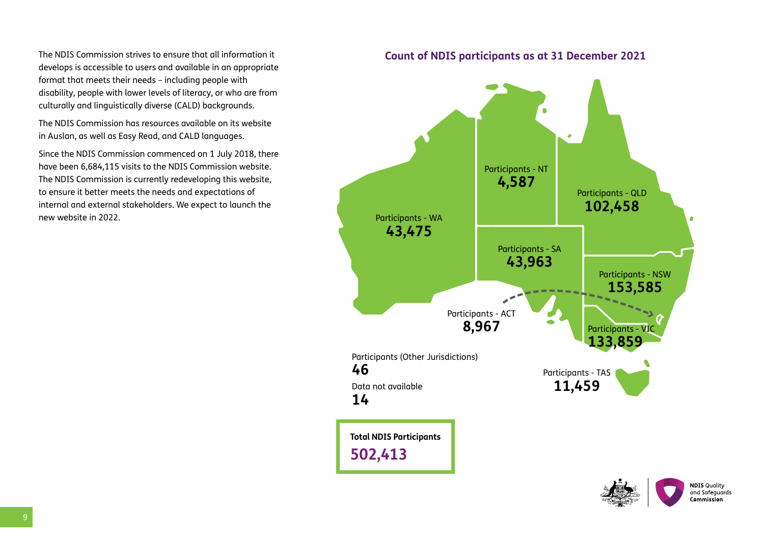The NDIS Commission strives to ensure that all information it develops is accessible to users and available in an appropriate format that meets their needs – including people with disability, people with lower levels of literacy, or who are from culturally and linguistically diverse (CALD) backgrounds.

The NDIS Commission has resources available on its website in Auslan, as well as Easy Read, and CALD languages.

Since the NDIS Commission commenced on 1 July 2018, there have been 6,684,115 visits to the NDIS Commission website. The NDIS Commission is currently redeveloping this website, to ensure it better meets the needs and expectations of internal and external stakeholders. We expect to launch the new website in 2022.

## Count of NDIS participants as at 31 December 2021

Participants - NT
**4,587**

Participants - QLD
**102,458**

Participants - WA
**43,475**

Participants - SA
**43,963**

Participants - NSW
**153,585**

Participants - ACT
**8,967**

Participants - VIC
**133,859**

Participants (Other Jurisdictions)
**46**

Data not available
**14**

Participants - TAS
**11,459**

**Total NDIS Participants**
**502,413**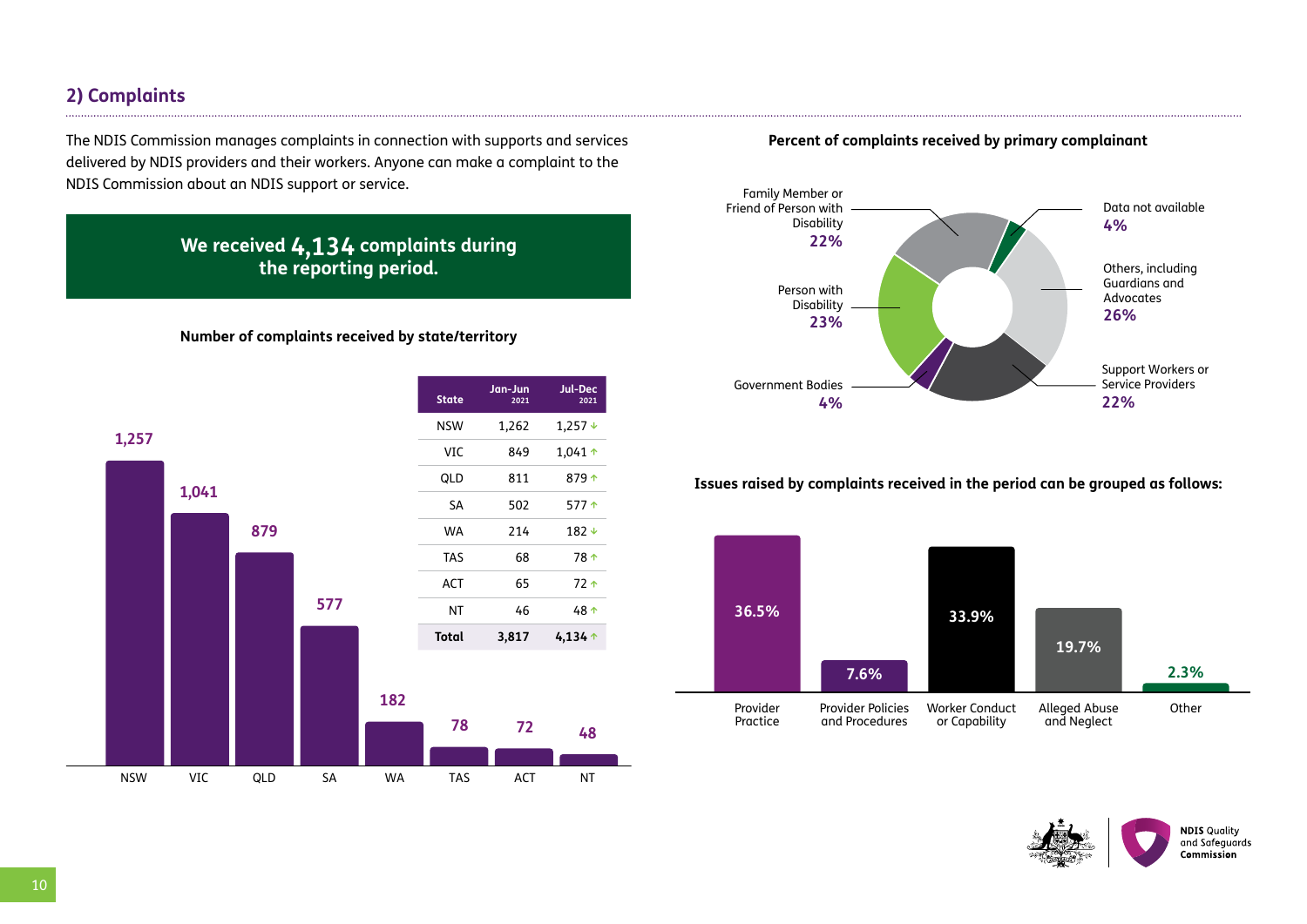## 2) Complaints

The NDIS Commission manages complaints in connection with supports and services delivered by NDIS providers and their workers. Anyone can make a complaint to the NDIS Commission about an NDIS support or service.

**We received 4,134 complaints during the reporting period.**

**Number of complaints received by state/territory**

| State | Jan-Jun 2021 | Jul-Dec 2021 |
|---|---|---|
| NSW | 1,262 | 1,257 ↓ |
| VIC | 849 | 1,041 ↑ |
| QLD | 811 | 879 ↑ |
| SA | 502 | 577 ↑ |
| WA | 214 | 182 ↓ |
| TAS | 68 | 78 ↑ |
| ACT | 65 | 72 ↑ |
| NT | 46 | 48 ↑ |
| **Total** | **3,817** | **4,134** ↑ |

NSW 1,257; VIC 1,041; QLD 879; SA 577; WA 182; TAS 78; ACT 72; NT 48

**Percent of complaints received by primary complainant**

- Family Member or Friend of Person with Disability **22%**
- Person with Disability **23%**
- Government Bodies **4%**
- Data not available **4%**
- Others, including Guardians and Advocates **26%**
- Support Workers or Service Providers **22%**

**Issues raised by complaints received in the period can be grouped as follows:**

| Issue | Percent |
|---|---|
| Provider Practice | 36.5% |
| Provider Policies and Procedures | 7.6% |
| Worker Conduct or Capability | 33.9% |
| Alleged Abuse and Neglect | 19.7% |
| Other | 2.3% |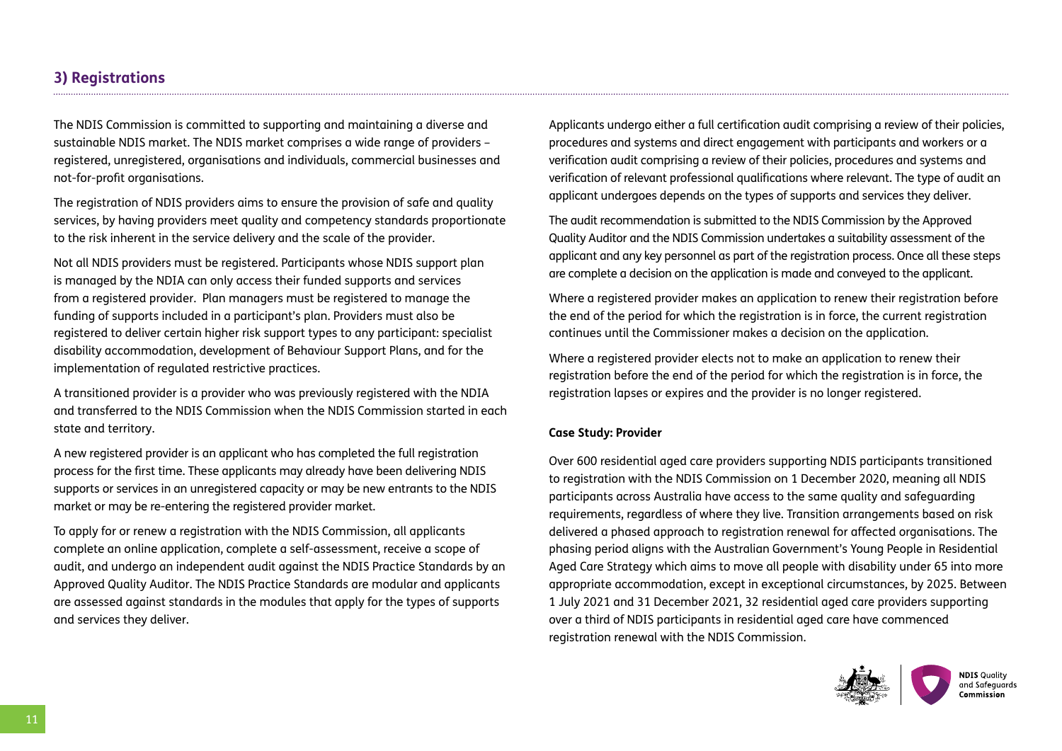## 3) Registrations

The NDIS Commission is committed to supporting and maintaining a diverse and sustainable NDIS market. The NDIS market comprises a wide range of providers – registered, unregistered, organisations and individuals, commercial businesses and not-for-profit organisations.

The registration of NDIS providers aims to ensure the provision of safe and quality services, by having providers meet quality and competency standards proportionate to the risk inherent in the service delivery and the scale of the provider.

Not all NDIS providers must be registered. Participants whose NDIS support plan is managed by the NDIA can only access their funded supports and services from a registered provider. Plan managers must be registered to manage the funding of supports included in a participant's plan. Providers must also be registered to deliver certain higher risk support types to any participant: specialist disability accommodation, development of Behaviour Support Plans, and for the implementation of regulated restrictive practices.

A transitioned provider is a provider who was previously registered with the NDIA and transferred to the NDIS Commission when the NDIS Commission started in each state and territory.

A new registered provider is an applicant who has completed the full registration process for the first time. These applicants may already have been delivering NDIS supports or services in an unregistered capacity or may be new entrants to the NDIS market or may be re-entering the registered provider market.

To apply for or renew a registration with the NDIS Commission, all applicants complete an online application, complete a self-assessment, receive a scope of audit, and undergo an independent audit against the NDIS Practice Standards by an Approved Quality Auditor. The NDIS Practice Standards are modular and applicants are assessed against standards in the modules that apply for the types of supports and services they deliver.

Applicants undergo either a full certification audit comprising a review of their policies, procedures and systems and direct engagement with participants and workers or a verification audit comprising a review of their policies, procedures and systems and verification of relevant professional qualifications where relevant. The type of audit an applicant undergoes depends on the types of supports and services they deliver.

The audit recommendation is submitted to the NDIS Commission by the Approved Quality Auditor and the NDIS Commission undertakes a suitability assessment of the applicant and any key personnel as part of the registration process. Once all these steps are complete a decision on the application is made and conveyed to the applicant.

Where a registered provider makes an application to renew their registration before the end of the period for which the registration is in force, the current registration continues until the Commissioner makes a decision on the application.

Where a registered provider elects not to make an application to renew their registration before the end of the period for which the registration is in force, the registration lapses or expires and the provider is no longer registered.

**Case Study: Provider**

Over 600 residential aged care providers supporting NDIS participants transitioned to registration with the NDIS Commission on 1 December 2020, meaning all NDIS participants across Australia have access to the same quality and safeguarding requirements, regardless of where they live. Transition arrangements based on risk delivered a phased approach to registration renewal for affected organisations. The phasing period aligns with the Australian Government's Young People in Residential Aged Care Strategy which aims to move all people with disability under 65 into more appropriate accommodation, except in exceptional circumstances, by 2025. Between 1 July 2021 and 31 December 2021, 32 residential aged care providers supporting over a third of NDIS participants in residential aged care have commenced registration renewal with the NDIS Commission.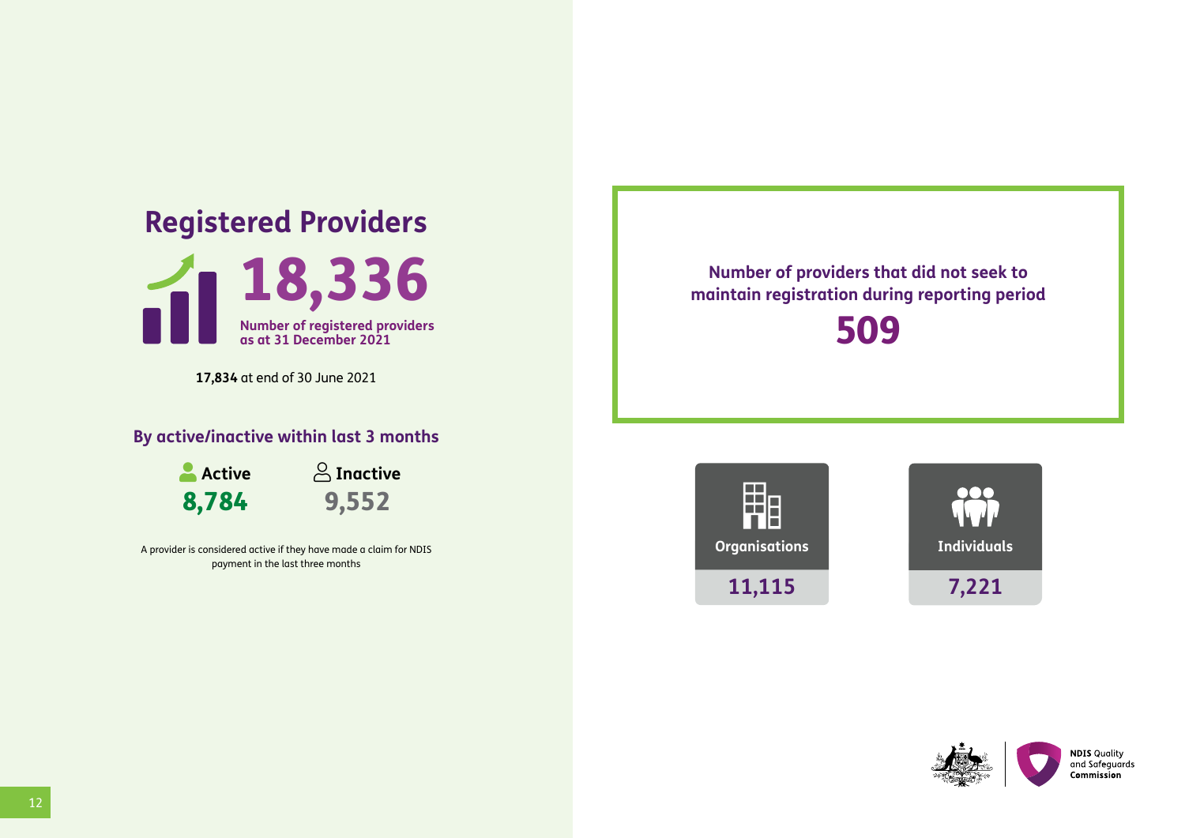## Registered Providers

**18,336**

Number of registered providers as at 31 December 2021

**17,834** at end of 30 June 2021

### By active/inactive within last 3 months

| Active | Inactive |
| --- | --- |
| 8,784 | 9,552 |

A provider is considered active if they have made a claim for NDIS payment in the last three months

**Number of providers that did not seek to maintain registration during reporting period**

**509**

| Organisations | Individuals |
| --- | --- |
| 11,115 | 7,221 |

NDIS Quality and Safeguards Commission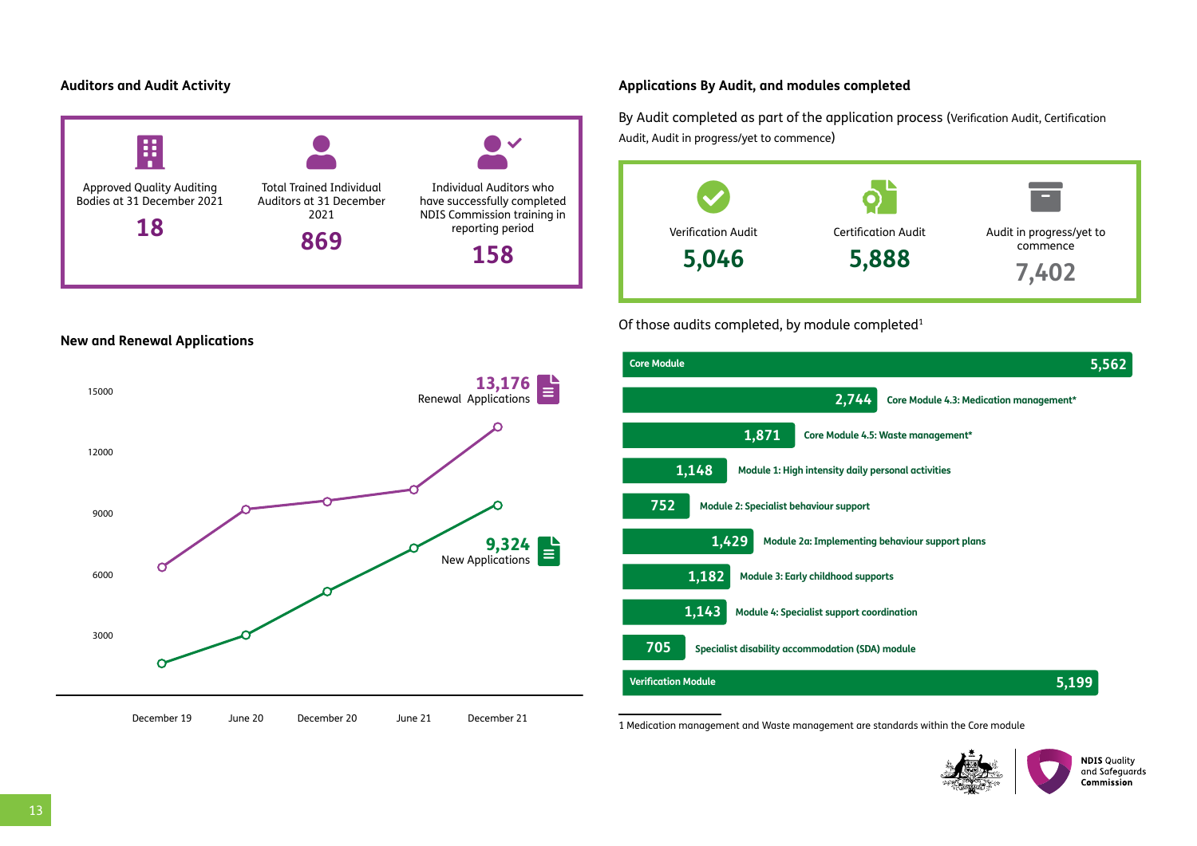## Auditors and Audit Activity

| Approved Quality Auditing Bodies at 31 December 2021 | Total Trained Individual Auditors at 31 December 2021 | Individual Auditors who have successfully completed NDIS Commission training in reporting period |
|---|---|---|
| **18** | **869** | **158** |

## New and Renewal Applications

| | December 19 | June 20 | December 20 | June 21 | December 21 |
|---|---|---|---|---|---|
| Renewal Applications | | | | | 13,176 |
| New Applications | | | | | 9,324 |

## Applications By Audit, and modules completed

By Audit completed as part of the application process (Verification Audit, Certification Audit, Audit in progress/yet to commence)

| Verification Audit | Certification Audit | Audit in progress/yet to commence |
|---|---|---|
| **5,046** | **5,888** | **7,402** |

Of those audits completed, by module completed[1]

| Module | Number |
|---|---|
| Core Module | 5,562 |
| Core Module 4.3: Medication management* | 2,744 |
| Core Module 4.5: Waste management* | 1,871 |
| Module 1: High intensity daily personal activities | 1,148 |
| Module 2: Specialist behaviour support | 752 |
| Module 2a: Implementing behaviour support plans | 1,429 |
| Module 3: Early childhood supports | 1,182 |
| Module 4: Specialist support coordination | 1,143 |
| Specialist disability accommodation (SDA) module | 705 |
| Verification Module | 5,199 |

1 Medication management and Waste management are standards within the Core module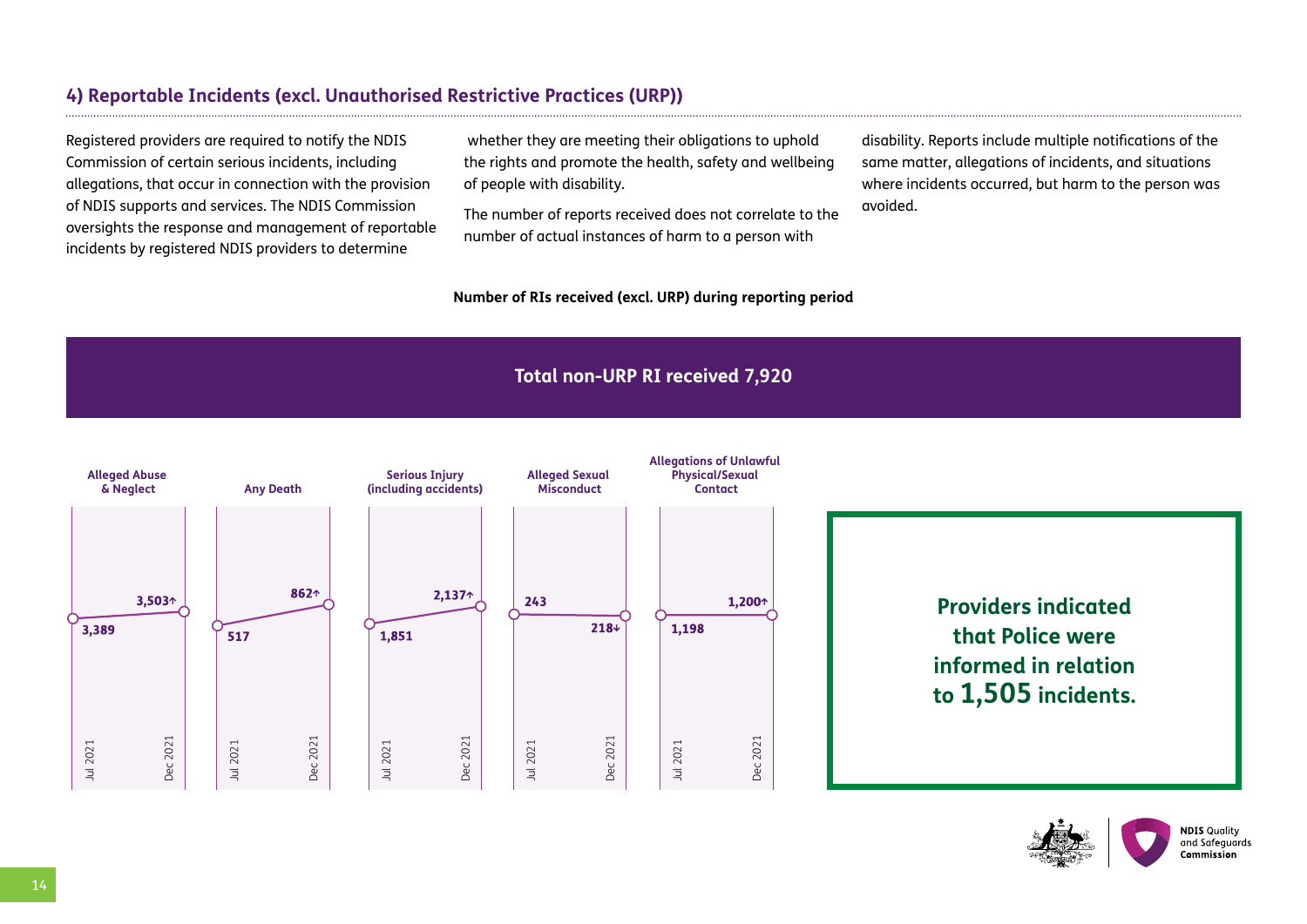## 4) Reportable Incidents (excl. Unauthorised Restrictive Practices (URP))

Registered providers are required to notify the NDIS Commission of certain serious incidents, including allegations, that occur in connection with the provision of NDIS supports and services. The NDIS Commission oversights the response and management of reportable incidents by registered NDIS providers to determine whether they are meeting their obligations to uphold the rights and promote the health, safety and wellbeing of people with disability.

The number of reports received does not correlate to the number of actual instances of harm to a person with disability. Reports include multiple notifications of the same matter, allegations of incidents, and situations where incidents occurred, but harm to the person was avoided.

**Number of RIs received (excl. URP) during reporting period**

**Total non-URP RI received 7,920**

| Category | Jul 2021 | Dec 2021 |
|---|---|---|
| Alleged Abuse & Neglect | 3,389 | 3,503↑ |
| Any Death | 517 | 862↑ |
| Serious Injury (including accidents) | 1,851 | 2,137↑ |
| Alleged Sexual Misconduct | 243 | 218↓ |
| Allegations of Unlawful Physical/Sexual Contact | 1,198 | 1,200↑ |

**Providers indicated that Police were informed in relation to 1,505 incidents.**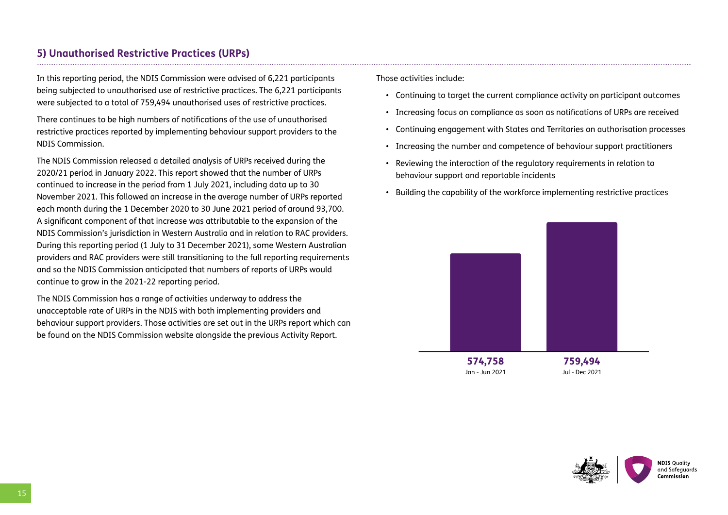## 5) Unauthorised Restrictive Practices (URPs)

In this reporting period, the NDIS Commission were advised of 6,221 participants being subjected to unauthorised use of restrictive practices. The 6,221 participants were subjected to a total of 759,494 unauthorised uses of restrictive practices.

There continues to be high numbers of notifications of the use of unauthorised restrictive practices reported by implementing behaviour support providers to the NDIS Commission.

The NDIS Commission released a detailed analysis of URPs received during the 2020/21 period in January 2022. This report showed that the number of URPs continued to increase in the period from 1 July 2021, including data up to 30 November 2021. This followed an increase in the average number of URPs reported each month during the 1 December 2020 to 30 June 2021 period of around 93,700. A significant component of that increase was attributable to the expansion of the NDIS Commission's jurisdiction in Western Australia and in relation to RAC providers. During this reporting period (1 July to 31 December 2021), some Western Australian providers and RAC providers were still transitioning to the full reporting requirements and so the NDIS Commission anticipated that numbers of reports of URPs would continue to grow in the 2021-22 reporting period.

The NDIS Commission has a range of activities underway to address the unacceptable rate of URPs in the NDIS with both implementing providers and behaviour support providers. Those activities are set out in the URPs report which can be found on the NDIS Commission website alongside the previous Activity Report.

Those activities include:

- Continuing to target the current compliance activity on participant outcomes
- Increasing focus on compliance as soon as notifications of URPs are received
- Continuing engagement with States and Territories on authorisation processes
- Increasing the number and competence of behaviour support practitioners
- Reviewing the interaction of the regulatory requirements in relation to behaviour support and reportable incidents
- Building the capability of the workforce implementing restrictive practices

| Period | Unauthorised uses of restrictive practices |
|---|---|
| Jan - Jun 2021 | 574,758 |
| Jul - Dec 2021 | 759,494 |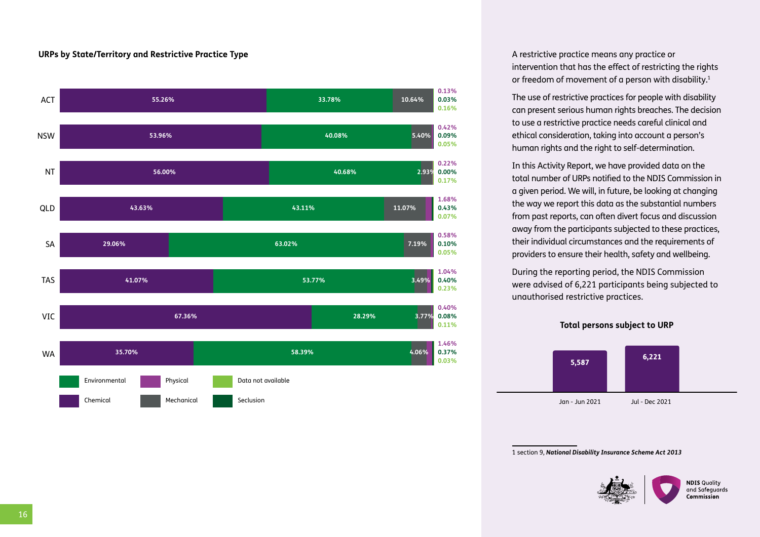**URPs by State/Territory and Restrictive Practice Type**

| State/Territory | Chemical | Environmental | Mechanical | Physical | Seclusion | Data not available |
|---|---|---|---|---|---|---|
| ACT | 55.26% | 33.78% | 10.64% | 0.13% | 0.03% | 0.16% |
| NSW | 53.96% | 40.08% | 5.40% | 0.42% | 0.09% | 0.05% |
| NT | 56.00% | 40.68% | 2.93% | 0.22% | 0.00% | 0.17% |
| QLD | 43.63% | 43.11% | 11.07% | 1.68% | 0.43% | 0.07% |
| SA | 29.06% | 63.02% | 7.19% | 0.58% | 0.10% | 0.05% |
| TAS | 41.07% | 53.77% | 3.49% | 1.04% | 0.40% | 0.23% |
| VIC | 67.36% | 28.29% | 3.77% | 0.40% | 0.08% | 0.11% |
| WA | 35.70% | 58.39% | 4.06% | 1.46% | 0.37% | 0.03% |

A restrictive practice means any practice or intervention that has the effect of restricting the rights or freedom of movement of a person with disability.[1]

The use of restrictive practices for people with disability can present serious human rights breaches. The decision to use a restrictive practice needs careful clinical and ethical consideration, taking into account a person's human rights and the right to self-determination.

In this Activity Report, we have provided data on the total number of URPs notified to the NDIS Commission in a given period. We will, in future, be looking at changing the way we report this data as the substantial numbers from past reports, can often divert focus and discussion away from the participants subjected to these practices, their individual circumstances and the requirements of providers to ensure their health, safety and wellbeing.

During the reporting period, the NDIS Commission were advised of 6,221 participants being subjected to unauthorised restrictive practices.

**Total persons subject to URP**

| Period | Total persons |
|---|---|
| Jan - Jun 2021 | 5,587 |
| Jul - Dec 2021 | 6,221 |

1 section 9, ***National Disability Insurance Scheme Act 2013***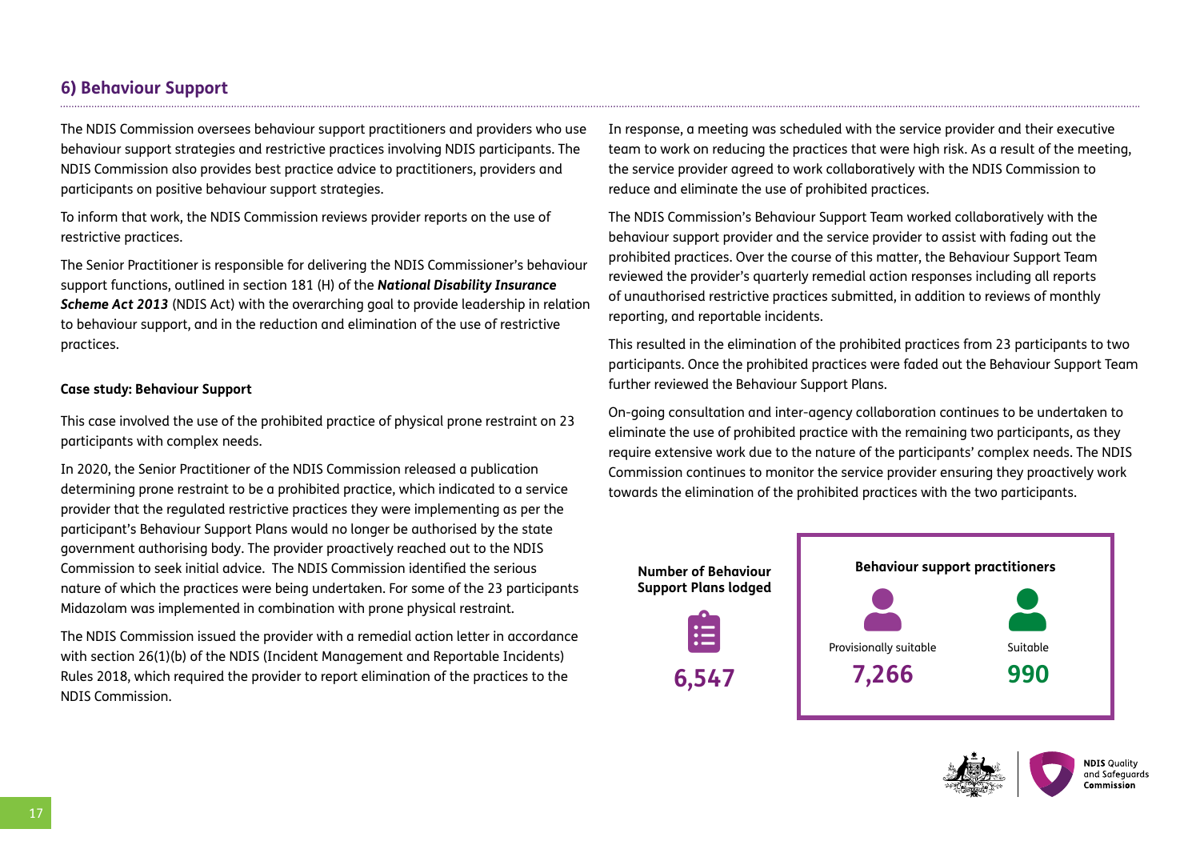## 6) Behaviour Support

The NDIS Commission oversees behaviour support practitioners and providers who use behaviour support strategies and restrictive practices involving NDIS participants. The NDIS Commission also provides best practice advice to practitioners, providers and participants on positive behaviour support strategies.

To inform that work, the NDIS Commission reviews provider reports on the use of restrictive practices.

The Senior Practitioner is responsible for delivering the NDIS Commissioner's behaviour support functions, outlined in section 181 (H) of the ***National Disability Insurance Scheme Act 2013*** (NDIS Act) with the overarching goal to provide leadership in relation to behaviour support, and in the reduction and elimination of the use of restrictive practices.

**Case study: Behaviour Support**

This case involved the use of the prohibited practice of physical prone restraint on 23 participants with complex needs.

In 2020, the Senior Practitioner of the NDIS Commission released a publication determining prone restraint to be a prohibited practice, which indicated to a service provider that the regulated restrictive practices they were implementing as per the participant's Behaviour Support Plans would no longer be authorised by the state government authorising body. The provider proactively reached out to the NDIS Commission to seek initial advice. The NDIS Commission identified the serious nature of which the practices were being undertaken. For some of the 23 participants Midazolam was implemented in combination with prone physical restraint.

The NDIS Commission issued the provider with a remedial action letter in accordance with section 26(1)(b) of the NDIS (Incident Management and Reportable Incidents) Rules 2018, which required the provider to report elimination of the practices to the NDIS Commission.

In response, a meeting was scheduled with the service provider and their executive team to work on reducing the practices that were high risk. As a result of the meeting, the service provider agreed to work collaboratively with the NDIS Commission to reduce and eliminate the use of prohibited practices.

The NDIS Commission's Behaviour Support Team worked collaboratively with the behaviour support provider and the service provider to assist with fading out the prohibited practices. Over the course of this matter, the Behaviour Support Team reviewed the provider's quarterly remedial action responses including all reports of unauthorised restrictive practices submitted, in addition to reviews of monthly reporting, and reportable incidents.

This resulted in the elimination of the prohibited practices from 23 participants to two participants. Once the prohibited practices were faded out the Behaviour Support Team further reviewed the Behaviour Support Plans.

On-going consultation and inter-agency collaboration continues to be undertaken to eliminate the use of prohibited practice with the remaining two participants, as they require extensive work due to the nature of the participants' complex needs. The NDIS Commission continues to monitor the service provider ensuring they proactively work towards the elimination of the prohibited practices with the two participants.

**Number of Behaviour Support Plans lodged**

**6,547**

**Behaviour support practitioners**

| Provisionally suitable | Suitable |
|---|---|
| **7,266** | **990** |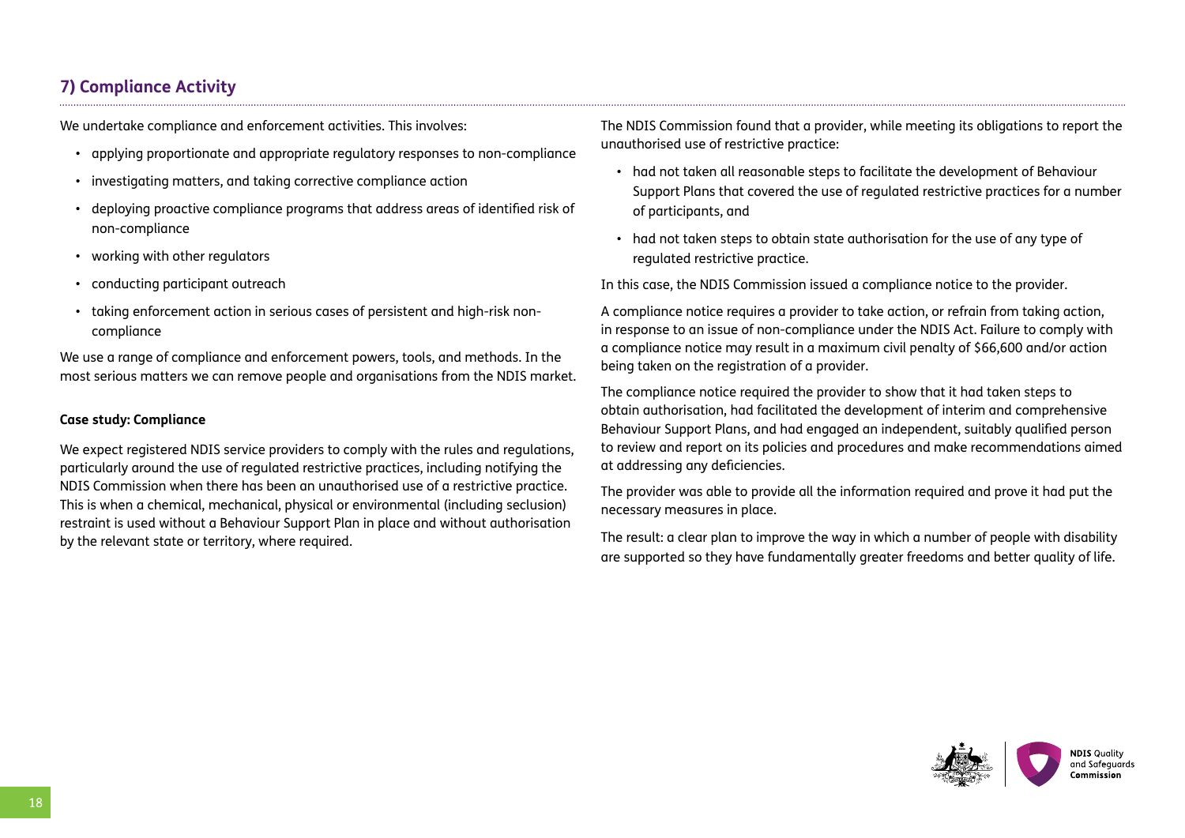## 7) Compliance Activity

We undertake compliance and enforcement activities. This involves:

- applying proportionate and appropriate regulatory responses to non-compliance
- investigating matters, and taking corrective compliance action
- deploying proactive compliance programs that address areas of identified risk of non-compliance
- working with other regulators
- conducting participant outreach
- taking enforcement action in serious cases of persistent and high-risk non-compliance

We use a range of compliance and enforcement powers, tools, and methods. In the most serious matters we can remove people and organisations from the NDIS market.

**Case study: Compliance**

We expect registered NDIS service providers to comply with the rules and regulations, particularly around the use of regulated restrictive practices, including notifying the NDIS Commission when there has been an unauthorised use of a restrictive practice. This is when a chemical, mechanical, physical or environmental (including seclusion) restraint is used without a Behaviour Support Plan in place and without authorisation by the relevant state or territory, where required.

The NDIS Commission found that a provider, while meeting its obligations to report the unauthorised use of restrictive practice:

- had not taken all reasonable steps to facilitate the development of Behaviour Support Plans that covered the use of regulated restrictive practices for a number of participants, and
- had not taken steps to obtain state authorisation for the use of any type of regulated restrictive practice.

In this case, the NDIS Commission issued a compliance notice to the provider.

A compliance notice requires a provider to take action, or refrain from taking action, in response to an issue of non-compliance under the NDIS Act. Failure to comply with a compliance notice may result in a maximum civil penalty of $66,600 and/or action being taken on the registration of a provider.

The compliance notice required the provider to show that it had taken steps to obtain authorisation, had facilitated the development of interim and comprehensive Behaviour Support Plans, and had engaged an independent, suitably qualified person to review and report on its policies and procedures and make recommendations aimed at addressing any deficiencies.

The provider was able to provide all the information required and prove it had put the necessary measures in place.

The result: a clear plan to improve the way in which a number of people with disability are supported so they have fundamentally greater freedoms and better quality of life.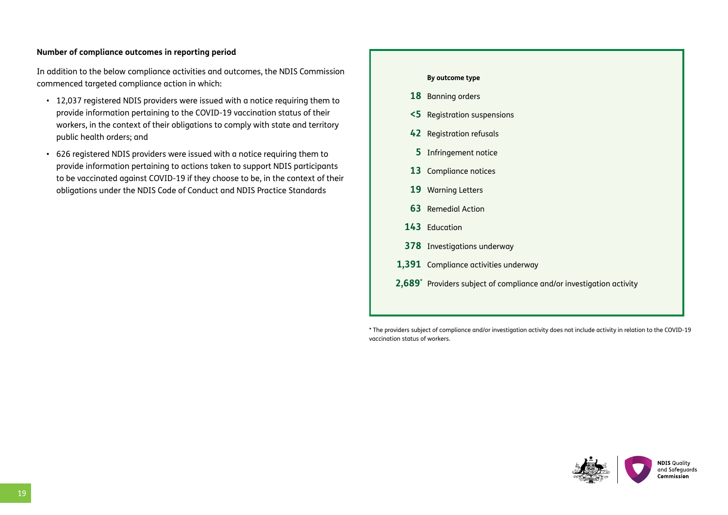**Number of compliance outcomes in reporting period**

In addition to the below compliance activities and outcomes, the NDIS Commission commenced targeted compliance action in which:

- 12,037 registered NDIS providers were issued with a notice requiring them to provide information pertaining to the COVID-19 vaccination status of their workers, in the context of their obligations to comply with state and territory public health orders; and
- 626 registered NDIS providers were issued with a notice requiring them to provide information pertaining to actions taken to support NDIS participants to be vaccinated against COVID-19 if they choose to be, in the context of their obligations under the NDIS Code of Conduct and NDIS Practice Standards

| | By outcome type |
|---|---|
| **18** | Banning orders |
| **<5** | Registration suspensions |
| **42** | Registration refusals |
| **5** | Infringement notice |
| **13** | Compliance notices |
| **19** | Warning Letters |
| **63** | Remedial Action |
| **143** | Education |
| **378** | Investigations underway |
| **1,391** | Compliance activities underway |
| **2,689*** | Providers subject of compliance and/or investigation activity |

* The providers subject of compliance and/or investigation activity does not include activity in relation to the COVID-19 vaccination status of workers.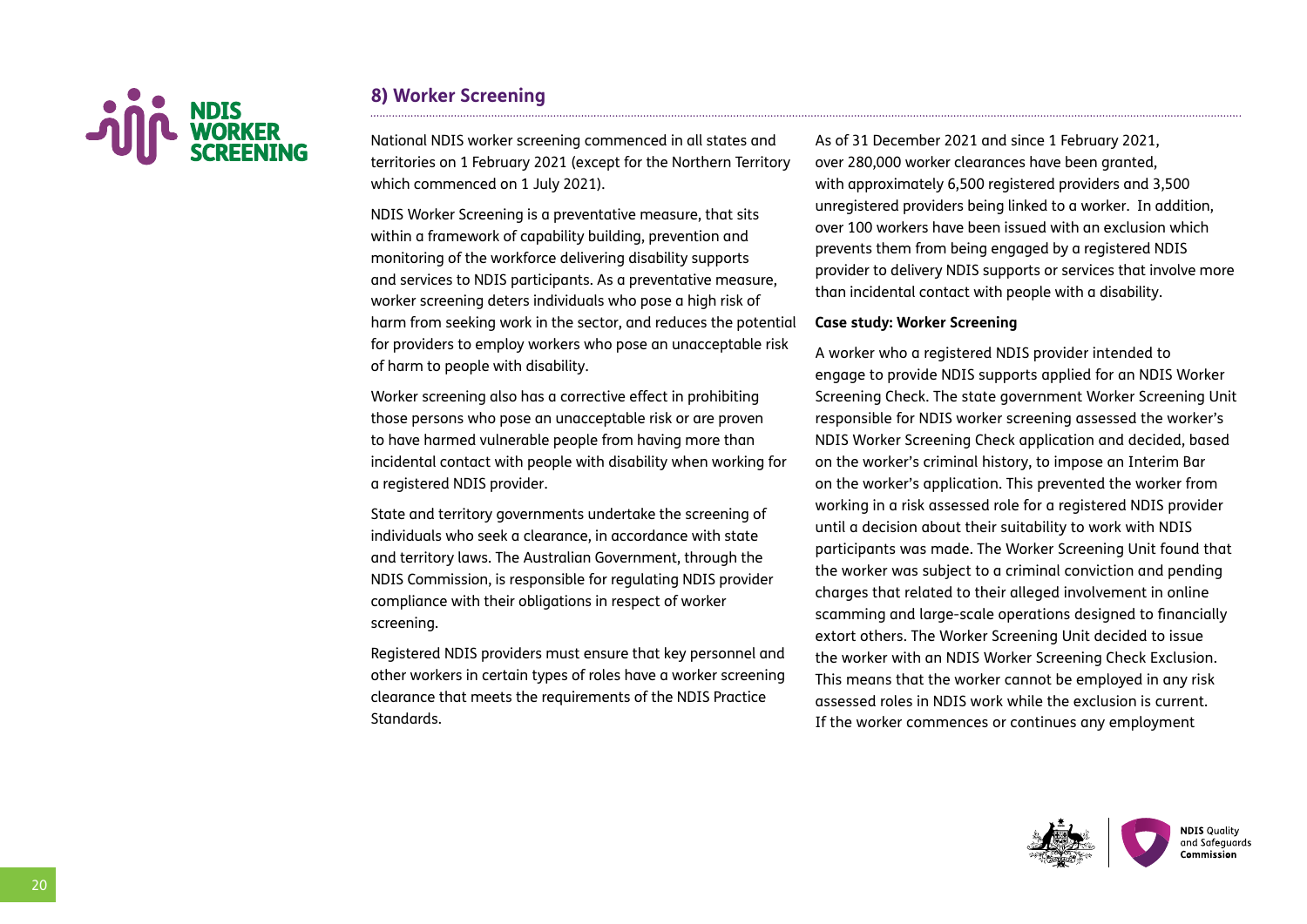## 8) Worker Screening

National NDIS worker screening commenced in all states and territories on 1 February 2021 (except for the Northern Territory which commenced on 1 July 2021).

NDIS Worker Screening is a preventative measure, that sits within a framework of capability building, prevention and monitoring of the workforce delivering disability supports and services to NDIS participants. As a preventative measure, worker screening deters individuals who pose a high risk of harm from seeking work in the sector, and reduces the potential for providers to employ workers who pose an unacceptable risk of harm to people with disability.

Worker screening also has a corrective effect in prohibiting those persons who pose an unacceptable risk or are proven to have harmed vulnerable people from having more than incidental contact with people with disability when working for a registered NDIS provider.

State and territory governments undertake the screening of individuals who seek a clearance, in accordance with state and territory laws. The Australian Government, through the NDIS Commission, is responsible for regulating NDIS provider compliance with their obligations in respect of worker screening.

Registered NDIS providers must ensure that key personnel and other workers in certain types of roles have a worker screening clearance that meets the requirements of the NDIS Practice Standards.

As of 31 December 2021 and since 1 February 2021, over 280,000 worker clearances have been granted, with approximately 6,500 registered providers and 3,500 unregistered providers being linked to a worker. In addition, over 100 workers have been issued with an exclusion which prevents them from being engaged by a registered NDIS provider to delivery NDIS supports or services that involve more than incidental contact with people with a disability.

**Case study: Worker Screening**

A worker who a registered NDIS provider intended to engage to provide NDIS supports applied for an NDIS Worker Screening Check. The state government Worker Screening Unit responsible for NDIS worker screening assessed the worker's NDIS Worker Screening Check application and decided, based on the worker's criminal history, to impose an Interim Bar on the worker's application. This prevented the worker from working in a risk assessed role for a registered NDIS provider until a decision about their suitability to work with NDIS participants was made. The Worker Screening Unit found that the worker was subject to a criminal conviction and pending charges that related to their alleged involvement in online scamming and large-scale operations designed to financially extort others. The Worker Screening Unit decided to issue the worker with an NDIS Worker Screening Check Exclusion. This means that the worker cannot be employed in any risk assessed roles in NDIS work while the exclusion is current. If the worker commences or continues any employment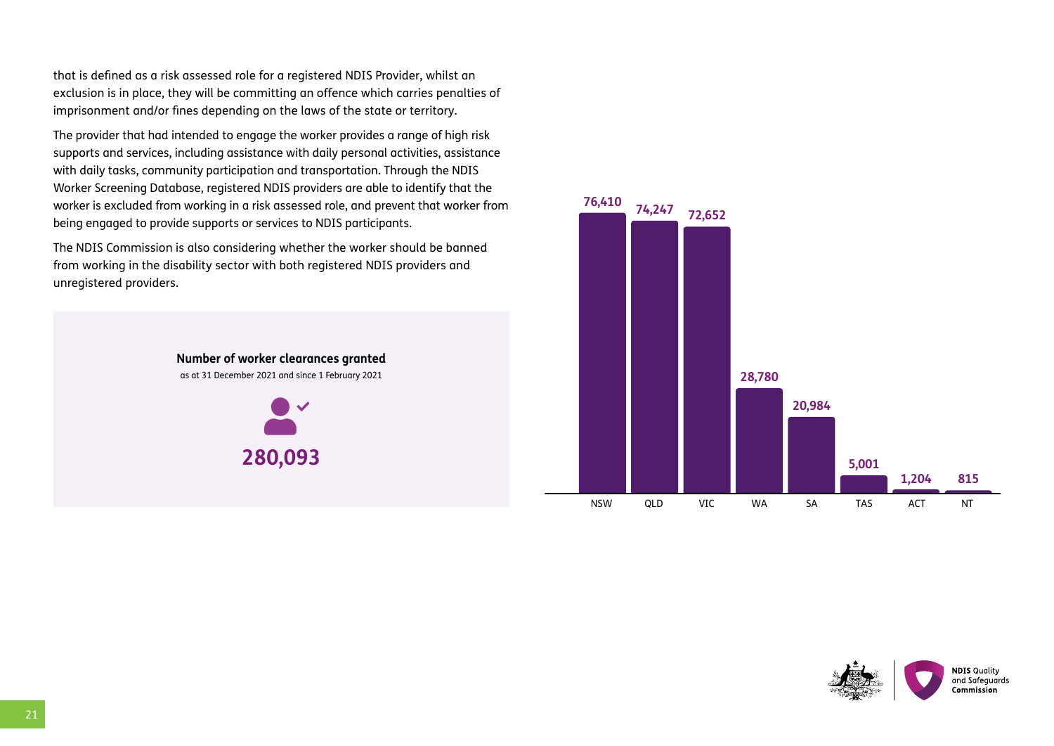that is defined as a risk assessed role for a registered NDIS Provider, whilst an exclusion is in place, they will be committing an offence which carries penalties of imprisonment and/or fines depending on the laws of the state or territory.

The provider that had intended to engage the worker provides a range of high risk supports and services, including assistance with daily personal activities, assistance with daily tasks, community participation and transportation. Through the NDIS Worker Screening Database, registered NDIS providers are able to identify that the worker is excluded from working in a risk assessed role, and prevent that worker from being engaged to provide supports or services to NDIS participants.

The NDIS Commission is also considering whether the worker should be banned from working in the disability sector with both registered NDIS providers and unregistered providers.

**Number of worker clearances granted**

as at 31 December 2021 and since 1 February 2021

**280,093**

| State/Territory | Worker clearances granted |
| --- | --- |
| NSW | 76,410 |
| QLD | 74,247 |
| VIC | 72,652 |
| WA | 28,780 |
| SA | 20,984 |
| TAS | 5,001 |
| ACT | 1,204 |
| NT | 815 |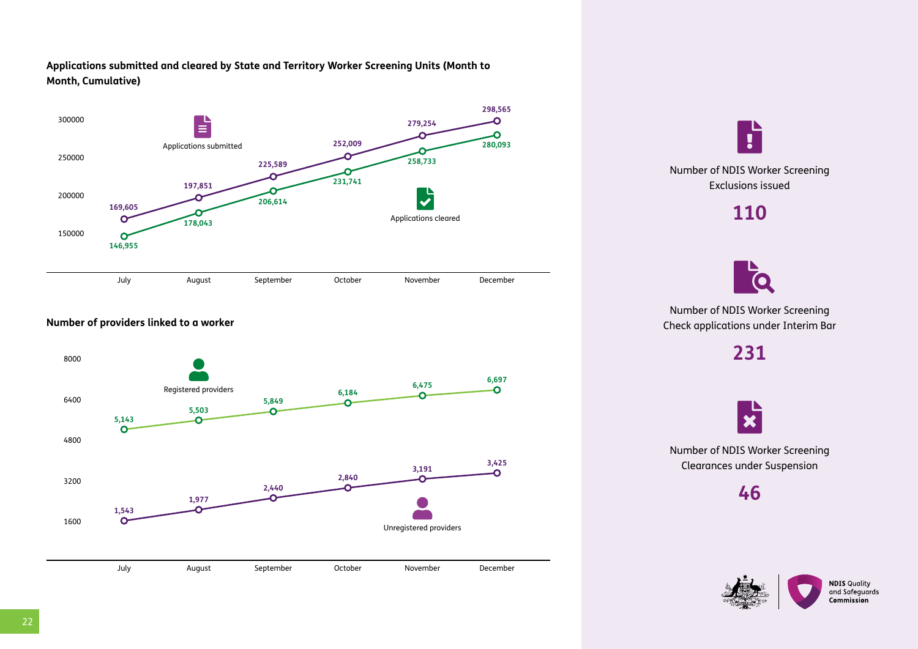**Applications submitted and cleared by State and Territory Worker Screening Units (Month to Month, Cumulative)**

| Month | Applications submitted | Applications cleared |
| --- | --- | --- |
| July | 169,605 | 146,955 |
| August | 197,851 | 178,043 |
| September | 225,589 | 206,614 |
| October | 252,009 | 231,741 |
| November | 279,254 | 258,733 |
| December | 298,565 | 280,093 |

**Number of providers linked to a worker**

| Month | Registered providers | Unregistered providers |
| --- | --- | --- |
| July | 5,143 | 1,543 |
| August | 5,503 | 1,977 |
| September | 5,849 | 2,440 |
| October | 6,184 | 2,840 |
| November | 6,475 | 3,191 |
| December | 6,697 | 3,425 |

Number of NDIS Worker Screening Exclusions issued

**110**

Number of NDIS Worker Screening Check applications under Interim Bar

**231**

Number of NDIS Worker Screening Clearances under Suspension

**46**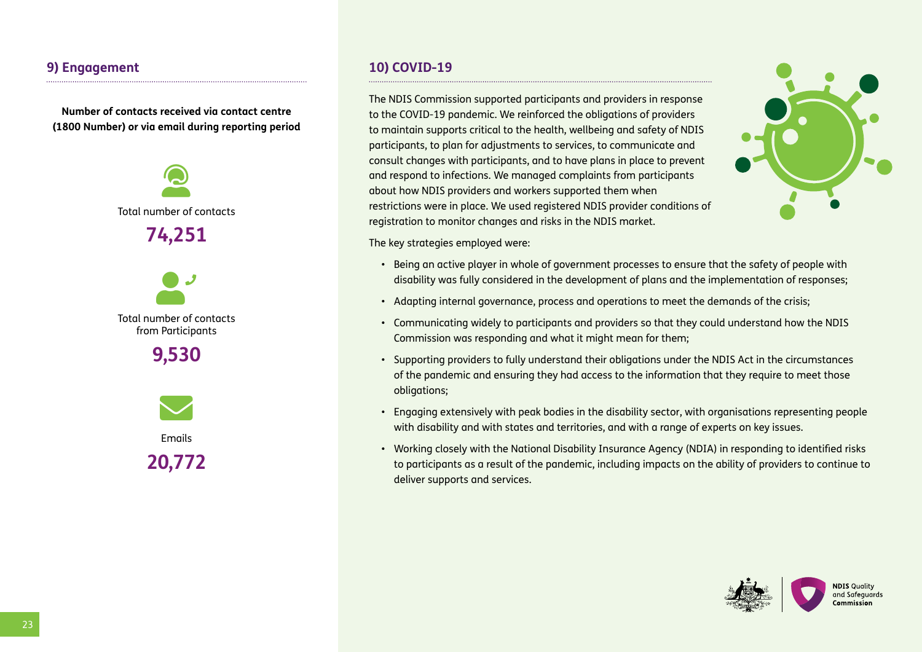## 9) Engagement

**Number of contacts received via contact centre (1800 Number) or via email during reporting period**

Total number of contacts

**74,251**

Total number of contacts from Participants

**9,530**

Emails

**20,772**

## 10) COVID-19

The NDIS Commission supported participants and providers in response to the COVID-19 pandemic. We reinforced the obligations of providers to maintain supports critical to the health, wellbeing and safety of NDIS participants, to plan for adjustments to services, to communicate and consult changes with participants, and to have plans in place to prevent and respond to infections. We managed complaints from participants about how NDIS providers and workers supported them when restrictions were in place. We used registered NDIS provider conditions of registration to monitor changes and risks in the NDIS market.

The key strategies employed were:

- Being an active player in whole of government processes to ensure that the safety of people with disability was fully considered in the development of plans and the implementation of responses;
- Adapting internal governance, process and operations to meet the demands of the crisis;
- Communicating widely to participants and providers so that they could understand how the NDIS Commission was responding and what it might mean for them;
- Supporting providers to fully understand their obligations under the NDIS Act in the circumstances of the pandemic and ensuring they had access to the information that they require to meet those obligations;
- Engaging extensively with peak bodies in the disability sector, with organisations representing people with disability and with states and territories, and with a range of experts on key issues.
- Working closely with the National Disability Insurance Agency (NDIA) in responding to identified risks to participants as a result of the pandemic, including impacts on the ability of providers to continue to deliver supports and services.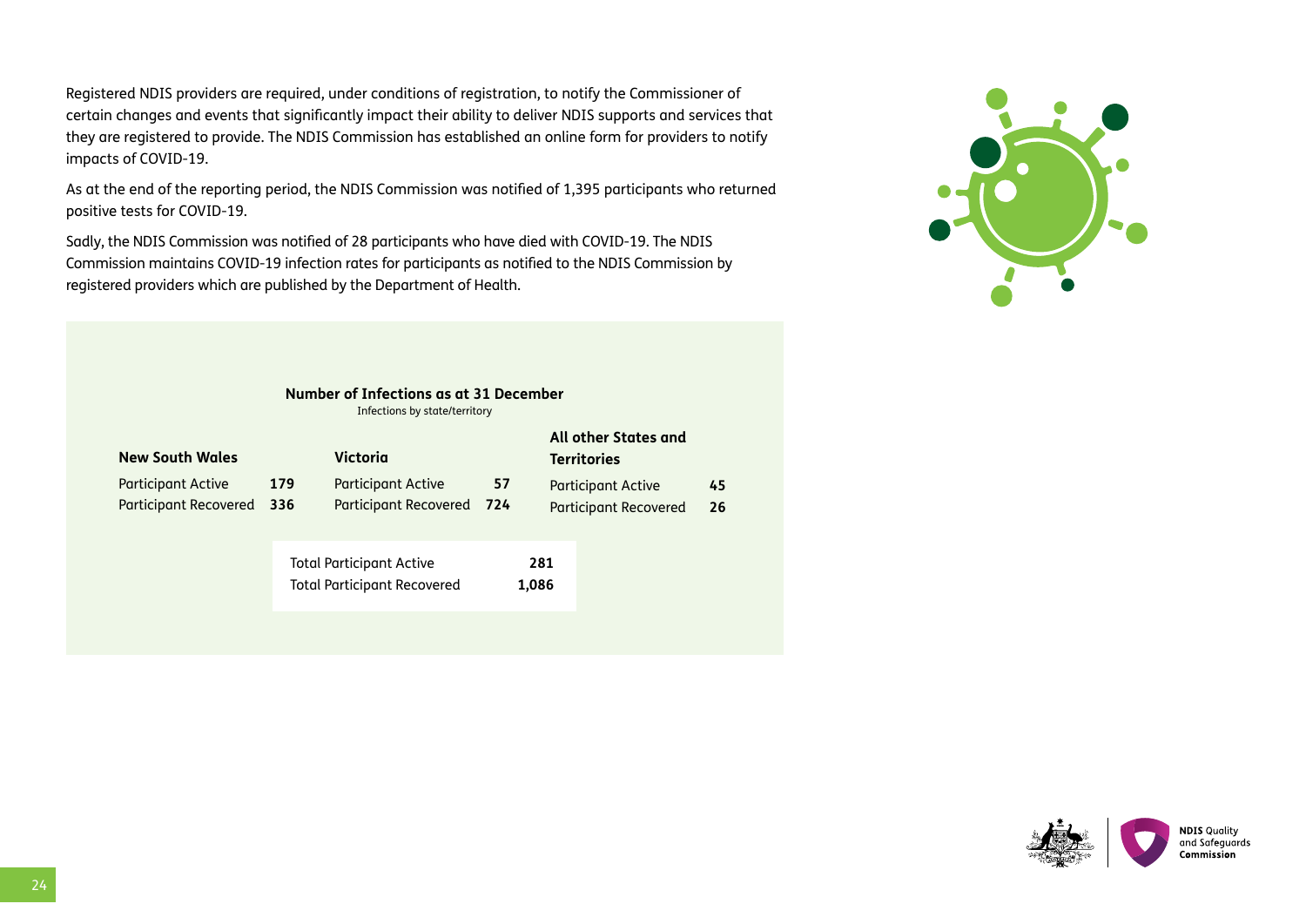Registered NDIS providers are required, under conditions of registration, to notify the Commissioner of certain changes and events that significantly impact their ability to deliver NDIS supports and services that they are registered to provide. The NDIS Commission has established an online form for providers to notify impacts of COVID-19.

As at the end of the reporting period, the NDIS Commission was notified of 1,395 participants who returned positive tests for COVID-19.

Sadly, the NDIS Commission was notified of 28 participants who have died with COVID-19. The NDIS Commission maintains COVID-19 infection rates for participants as notified to the NDIS Commission by registered providers which are published by the Department of Health.

**Number of Infections as at 31 December**

Infections by state/territory

| | New South Wales | Victoria | All other States and Territories |
|---|---|---|---|
| Participant Active | 179 | 57 | 45 |
| Participant Recovered | 336 | 724 | 26 |

| | |
|---|---|
| Total Participant Active | 281 |
| Total Participant Recovered | 1,086 |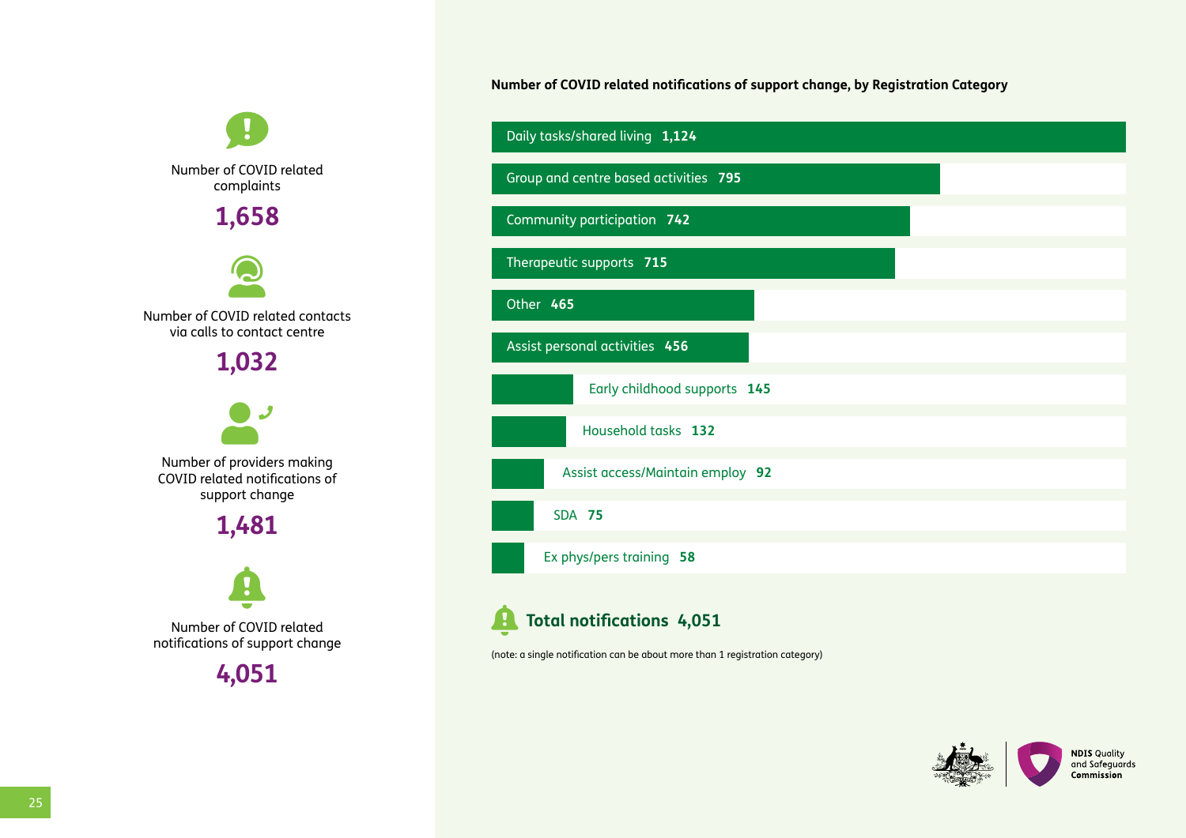Number of COVID related complaints

**1,658**

Number of COVID related contacts via calls to contact centre

**1,032**

Number of providers making COVID related notifications of support change

**1,481**

Number of COVID related notifications of support change

**4,051**

**Number of COVID related notifications of support change, by Registration Category**

| Registration Category | Notifications |
|---|---|
| Daily tasks/shared living | 1,124 |
| Group and centre based activities | 795 |
| Community participation | 742 |
| Therapeutic supports | 715 |
| Other | 465 |
| Assist personal activities | 456 |
| Early childhood supports | 145 |
| Household tasks | 132 |
| Assist access/Maintain employ | 92 |
| SDA | 75 |
| Ex phys/pers training | 58 |

**Total notifications 4,051**

(note: a single notification can be about more than 1 registration category)

NDIS Quality and Safeguards Commission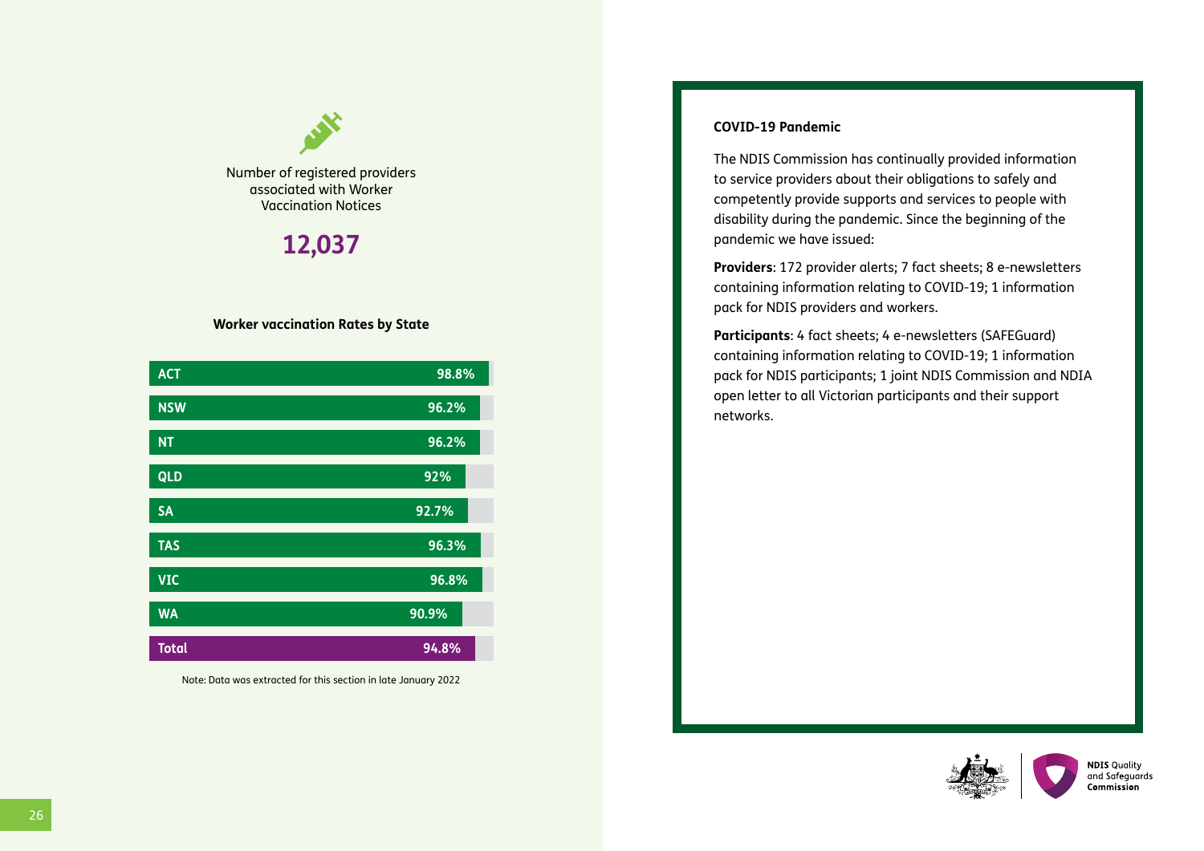Number of registered providers associated with Worker Vaccination Notices

**12,037**

**Worker vaccination Rates by State**

ACT 98.8%
NSW 96.2%
NT 96.2%
QLD 92%
SA 92.7%
TAS 96.3%
VIC 96.8%
WA 90.9%
Total 94.8%

Note: Data was extracted for this section in late January 2022

**COVID-19 Pandemic**

The NDIS Commission has continually provided information to service providers about their obligations to safely and competently provide supports and services to people with disability during the pandemic. Since the beginning of the pandemic we have issued:

**Providers**: 172 provider alerts; 7 fact sheets; 8 e-newsletters containing information relating to COVID-19; 1 information pack for NDIS providers and workers.

**Participants**: 4 fact sheets; 4 e-newsletters (SAFEGuard) containing information relating to COVID-19; 1 information pack for NDIS participants; 1 joint NDIS Commission and NDIA open letter to all Victorian participants and their support networks.